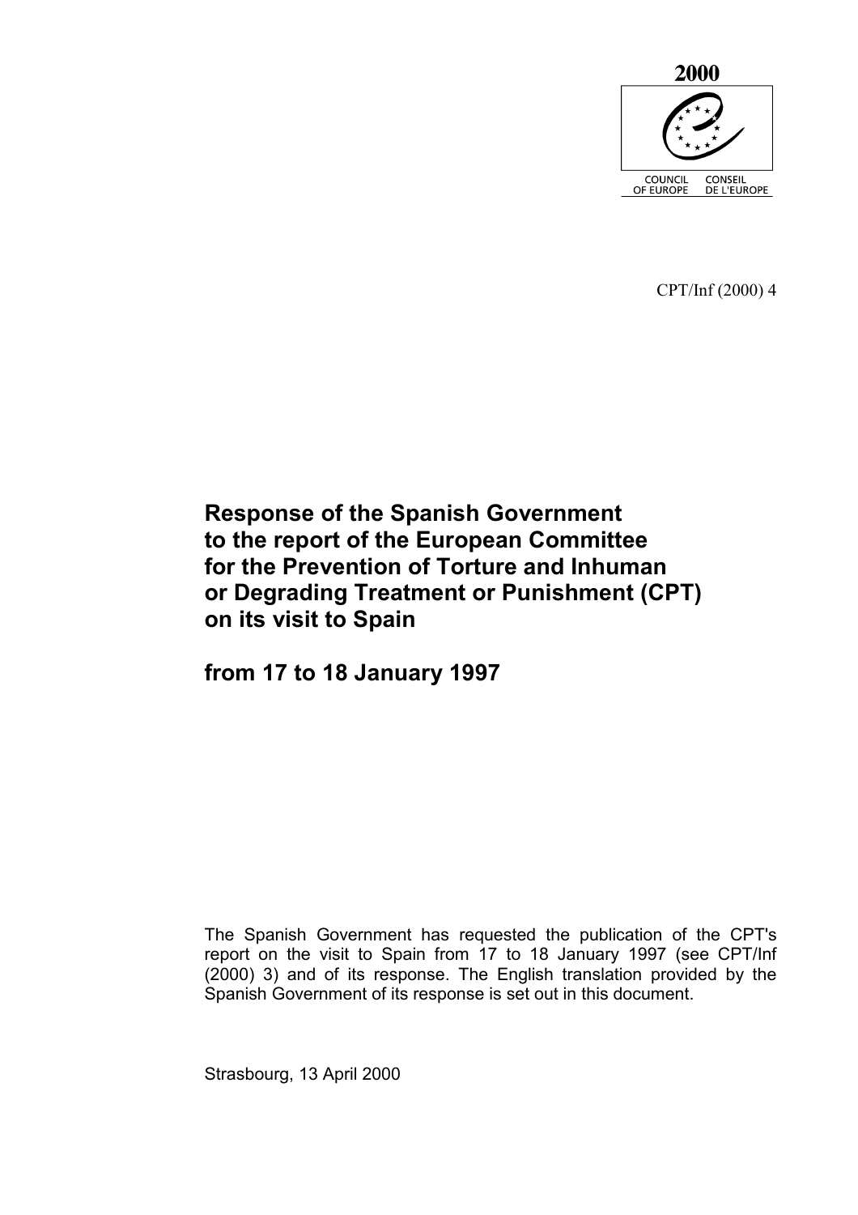2000

COUNCIL OF EUROPE CONSEIL DE L'EUROPE

CPT/Inf (2000) 4

# Response of the Spanish Government to the report of the European Committee for the Prevention of Torture and Inhuman or Degrading Treatment or Punishment (CPT) on its visit to Spain

## from 17 to 18 January 1997

The Spanish Government has requested the publication of the CPT's report on the visit to Spain from 17 to 18 January 1997 (see CPT/Inf (2000) 3) and of its response. The English translation provided by the Spanish Government of its response is set out in this document.

Strasbourg, 13 April 2000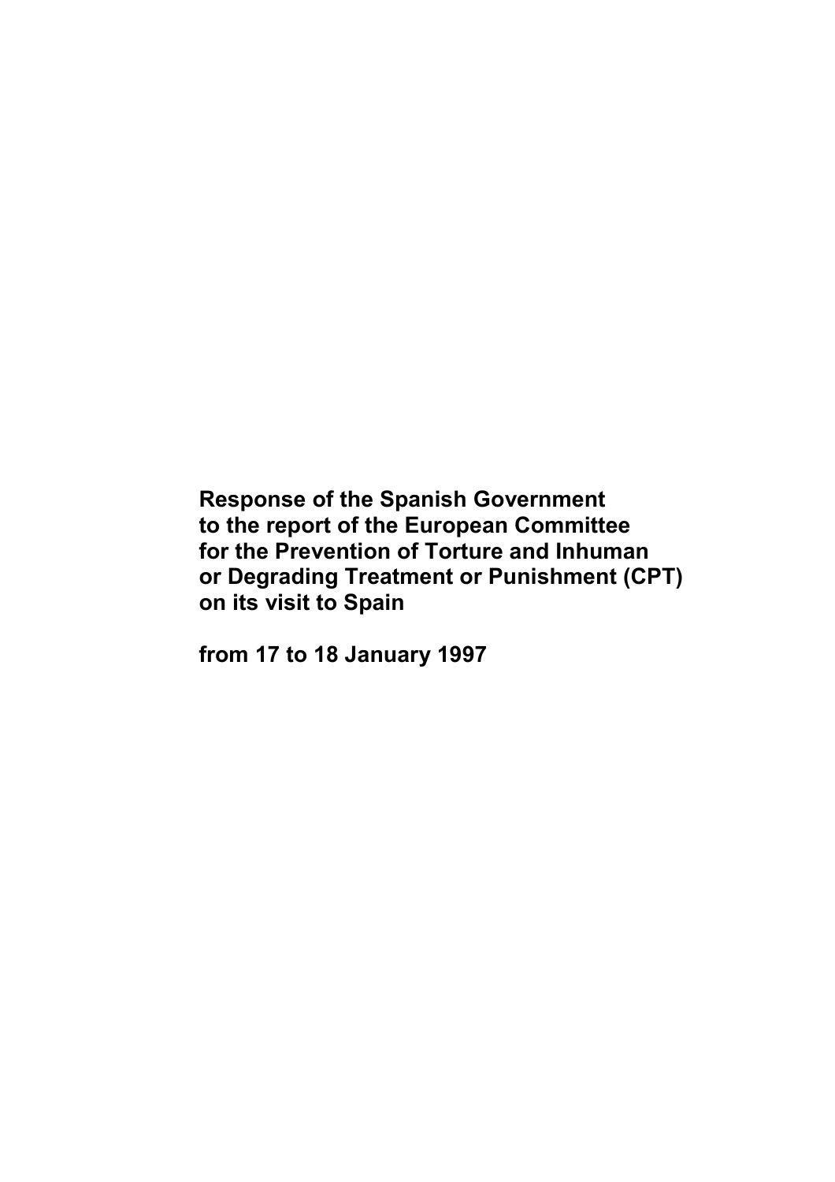**Response of the Spanish Government to the report of the European Committee for the Prevention of Torture and Inhuman or Degrading Treatment or Punishment (CPT) on its visit to Spain**

**from 17 to 18 January 1997**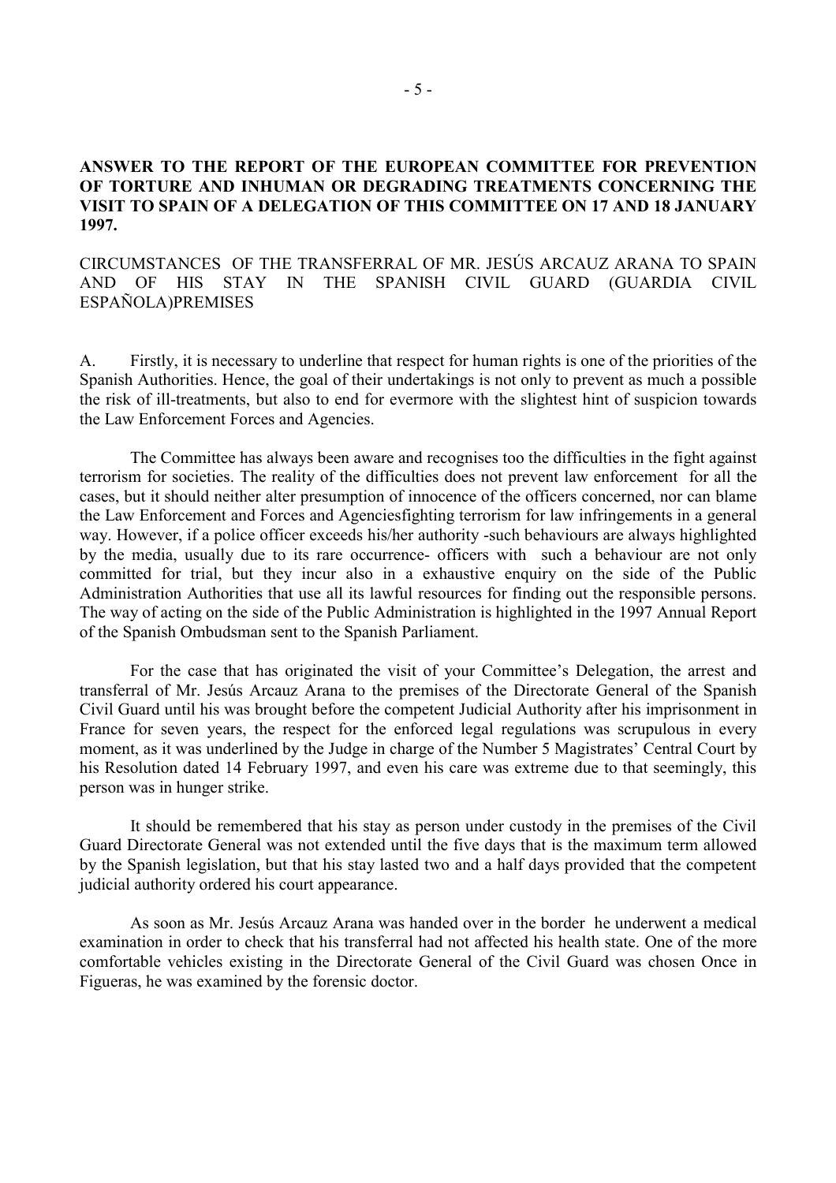**ANSWER TO THE REPORT OF THE EUROPEAN COMMITTEE FOR PREVENTION OF TORTURE AND INHUMAN OR DEGRADING TREATMENTS CONCERNING THE VISIT TO SPAIN OF A DELEGATION OF THIS COMMITTEE ON 17 AND 18 JANUARY 1997.**

CIRCUMSTANCES OF THE TRANSFERRAL OF MR. JESÚS ARCAUZ ARANA TO SPAIN AND OF HIS STAY IN THE SPANISH CIVIL GUARD (GUARDIA CIVIL ESPAÑOLA)PREMISES

A. Firstly, it is necessary to underline that respect for human rights is one of the priorities of the Spanish Authorities. Hence, the goal of their undertakings is not only to prevent as much a possible the risk of ill-treatments, but also to end for evermore with the slightest hint of suspicion towards the Law Enforcement Forces and Agencies.

The Committee has always been aware and recognises too the difficulties in the fight against terrorism for societies. The reality of the difficulties does not prevent law enforcement for all the cases, but it should neither alter presumption of innocence of the officers concerned, nor can blame the Law Enforcement and Forces and Agenciesfighting terrorism for law infringements in a general way. However, if a police officer exceeds his/her authority -such behaviours are always highlighted by the media, usually due to its rare occurrence- officers with such a behaviour are not only committed for trial, but they incur also in a exhaustive enquiry on the side of the Public Administration Authorities that use all its lawful resources for finding out the responsible persons. The way of acting on the side of the Public Administration is highlighted in the 1997 Annual Report of the Spanish Ombudsman sent to the Spanish Parliament.

For the case that has originated the visit of your Committee's Delegation, the arrest and transferral of Mr. Jesús Arcauz Arana to the premises of the Directorate General of the Spanish Civil Guard until his was brought before the competent Judicial Authority after his imprisonment in France for seven years, the respect for the enforced legal regulations was scrupulous in every moment, as it was underlined by the Judge in charge of the Number 5 Magistrates' Central Court by his Resolution dated 14 February 1997, and even his care was extreme due to that seemingly, this person was in hunger strike.

It should be remembered that his stay as person under custody in the premises of the Civil Guard Directorate General was not extended until the five days that is the maximum term allowed by the Spanish legislation, but that his stay lasted two and a half days provided that the competent judicial authority ordered his court appearance.

As soon as Mr. Jesús Arcauz Arana was handed over in the border he underwent a medical examination in order to check that his transferral had not affected his health state. One of the more comfortable vehicles existing in the Directorate General of the Civil Guard was chosen Once in Figueras, he was examined by the forensic doctor.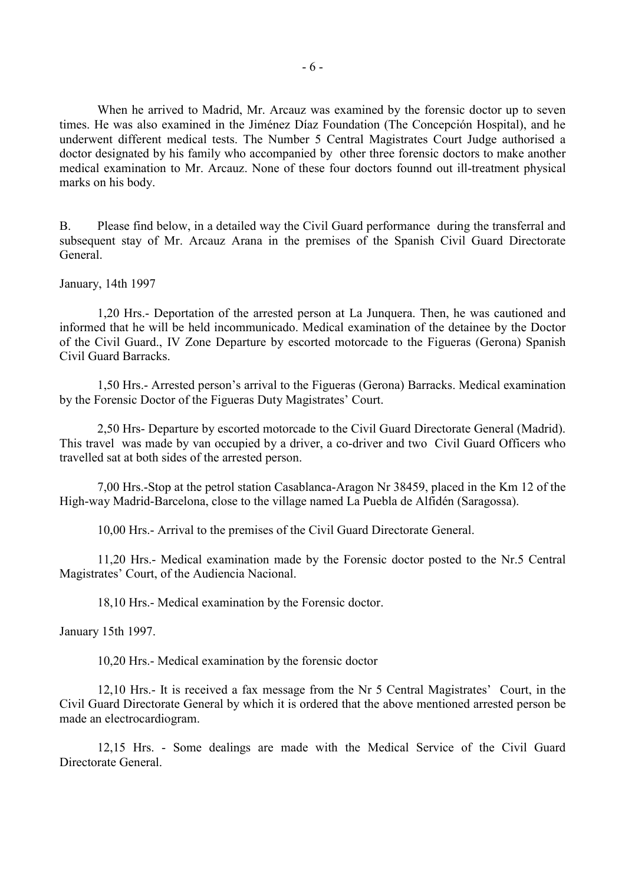When he arrived to Madrid, Mr. Arcauz was examined by the forensic doctor up to seven times. He was also examined in the Jiménez Díaz Foundation (The Concepción Hospital), and he underwent different medical tests. The Number 5 Central Magistrates Court Judge authorised a doctor designated by his family who accompanied by other three forensic doctors to make another medical examination to Mr. Arcauz. None of these four doctors founnd out ill-treatment physical marks on his body.

B. Please find below, in a detailed way the Civil Guard performance during the transferral and subsequent stay of Mr. Arcauz Arana in the premises of the Spanish Civil Guard Directorate General.

January, 14th 1997

1,20 Hrs.- Deportation of the arrested person at La Junquera. Then, he was cautioned and informed that he will be held incommunicado. Medical examination of the detainee by the Doctor of the Civil Guard., IV Zone Departure by escorted motorcade to the Figueras (Gerona) Spanish Civil Guard Barracks.

1,50 Hrs.- Arrested person's arrival to the Figueras (Gerona) Barracks. Medical examination by the Forensic Doctor of the Figueras Duty Magistrates' Court.

2,50 Hrs- Departure by escorted motorcade to the Civil Guard Directorate General (Madrid). This travel was made by van occupied by a driver, a co-driver and two Civil Guard Officers who travelled sat at both sides of the arrested person.

7,00 Hrs.-Stop at the petrol station Casablanca-Aragon Nr 38459, placed in the Km 12 of the High-way Madrid-Barcelona, close to the village named La Puebla de Alfidén (Saragossa).

10,00 Hrs.- Arrival to the premises of the Civil Guard Directorate General.

11,20 Hrs.- Medical examination made by the Forensic doctor posted to the Nr.5 Central Magistrates' Court, of the Audiencia Nacional.

18,10 Hrs.- Medical examination by the Forensic doctor.

January 15th 1997.

10,20 Hrs.- Medical examination by the forensic doctor

12,10 Hrs.- It is received a fax message from the Nr 5 Central Magistrates' Court, in the Civil Guard Directorate General by which it is ordered that the above mentioned arrested person be made an electrocardiogram.

12,15 Hrs. - Some dealings are made with the Medical Service of the Civil Guard Directorate General.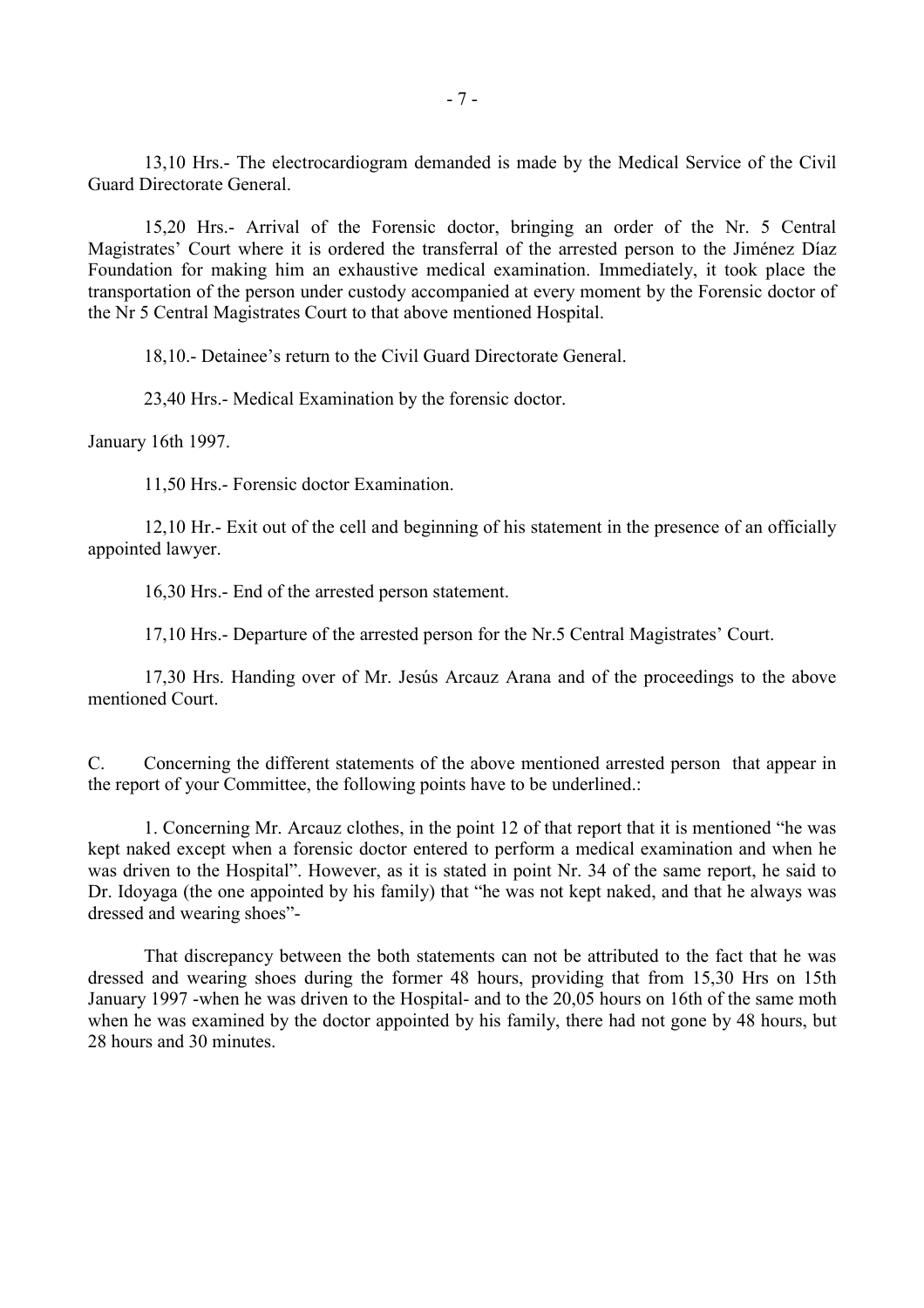13,10 Hrs.- The electrocardiogram demanded is made by the Medical Service of the Civil Guard Directorate General.

15,20 Hrs.- Arrival of the Forensic doctor, bringing an order of the Nr. 5 Central Magistrates' Court where it is ordered the transferral of the arrested person to the Jiménez Díaz Foundation for making him an exhaustive medical examination. Immediately, it took place the transportation of the person under custody accompanied at every moment by the Forensic doctor of the Nr 5 Central Magistrates Court to that above mentioned Hospital.

18,10.- Detainee's return to the Civil Guard Directorate General.

23,40 Hrs.- Medical Examination by the forensic doctor.

January 16th 1997.

11,50 Hrs.- Forensic doctor Examination.

12,10 Hr.- Exit out of the cell and beginning of his statement in the presence of an officially appointed lawyer.

16,30 Hrs.- End of the arrested person statement.

17,10 Hrs.- Departure of the arrested person for the Nr.5 Central Magistrates' Court.

17,30 Hrs. Handing over of Mr. Jesús Arcauz Arana and of the proceedings to the above mentioned Court.

C. Concerning the different statements of the above mentioned arrested person that appear in the report of your Committee, the following points have to be underlined.:

1. Concerning Mr. Arcauz clothes, in the point 12 of that report that it is mentioned "he was kept naked except when a forensic doctor entered to perform a medical examination and when he was driven to the Hospital". However, as it is stated in point Nr. 34 of the same report, he said to Dr. Idoyaga (the one appointed by his family) that "he was not kept naked, and that he always was dressed and wearing shoes"-

That discrepancy between the both statements can not be attributed to the fact that he was dressed and wearing shoes during the former 48 hours, providing that from 15,30 Hrs on 15th January 1997 -when he was driven to the Hospital- and to the 20,05 hours on 16th of the same moth when he was examined by the doctor appointed by his family, there had not gone by 48 hours, but 28 hours and 30 minutes.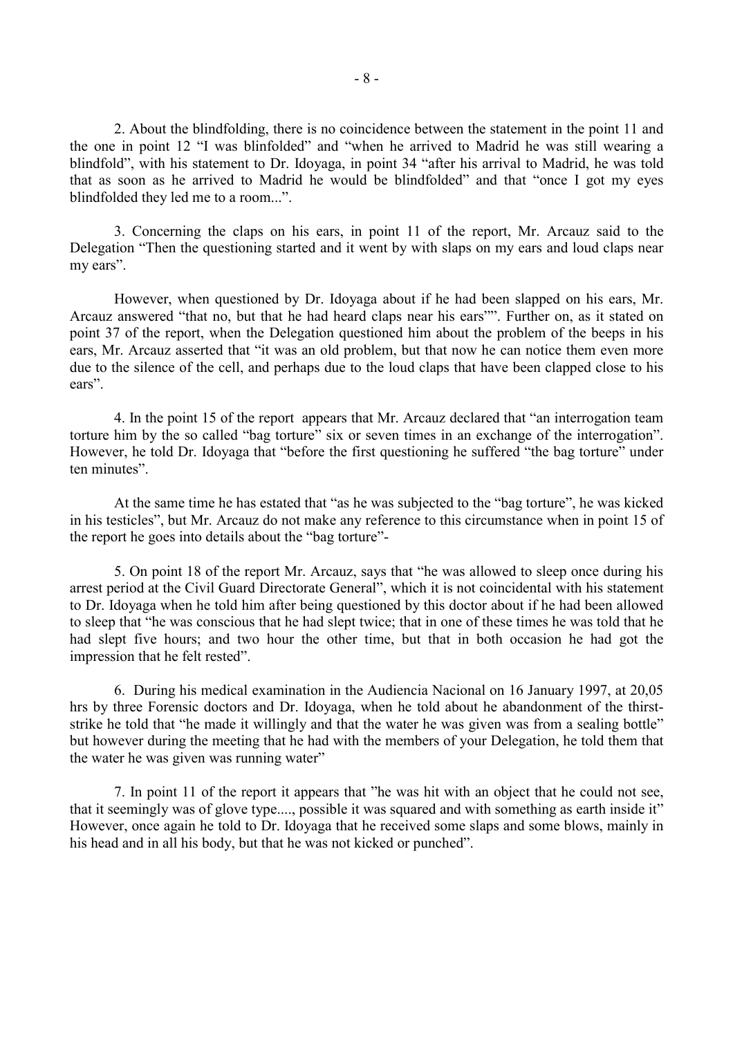2. About the blindfolding, there is no coincidence between the statement in the point 11 and the one in point 12 "I was blinfolded" and "when he arrived to Madrid he was still wearing a blindfold", with his statement to Dr. Idoyaga, in point 34 "after his arrival to Madrid, he was told that as soon as he arrived to Madrid he would be blindfolded" and that "once I got my eyes blindfolded they led me to a room...".

3. Concerning the claps on his ears, in point 11 of the report, Mr. Arcauz said to the Delegation "Then the questioning started and it went by with slaps on my ears and loud claps near my ears".

However, when questioned by Dr. Idoyaga about if he had been slapped on his ears, Mr. Arcauz answered "that no, but that he had heard claps near his ears"". Further on, as it stated on point 37 of the report, when the Delegation questioned him about the problem of the beeps in his ears, Mr. Arcauz asserted that "it was an old problem, but that now he can notice them even more due to the silence of the cell, and perhaps due to the loud claps that have been clapped close to his ears".

4. In the point 15 of the report appears that Mr. Arcauz declared that "an interrogation team torture him by the so called "bag torture" six or seven times in an exchange of the interrogation". However, he told Dr. Idoyaga that "before the first questioning he suffered "the bag torture" under ten minutes".

At the same time he has estated that "as he was subjected to the "bag torture", he was kicked in his testicles", but Mr. Arcauz do not make any reference to this circumstance when in point 15 of the report he goes into details about the "bag torture"-

5. On point 18 of the report Mr. Arcauz, says that "he was allowed to sleep once during his arrest period at the Civil Guard Directorate General", which it is not coincidental with his statement to Dr. Idoyaga when he told him after being questioned by this doctor about if he had been allowed to sleep that "he was conscious that he had slept twice; that in one of these times he was told that he had slept five hours; and two hour the other time, but that in both occasion he had got the impression that he felt rested".

6. During his medical examination in the Audiencia Nacional on 16 January 1997, at 20,05 hrs by three Forensic doctors and Dr. Idoyaga, when he told about he abandonment of the thirst-strike he told that "he made it willingly and that the water he was given was from a sealing bottle" but however during the meeting that he had with the members of your Delegation, he told them that the water he was given was running water"

7. In point 11 of the report it appears that "he was hit with an object that he could not see, that it seemingly was of glove type...., possible it was squared and with something as earth inside it" However, once again he told to Dr. Idoyaga that he received some slaps and some blows, mainly in his head and in all his body, but that he was not kicked or punched".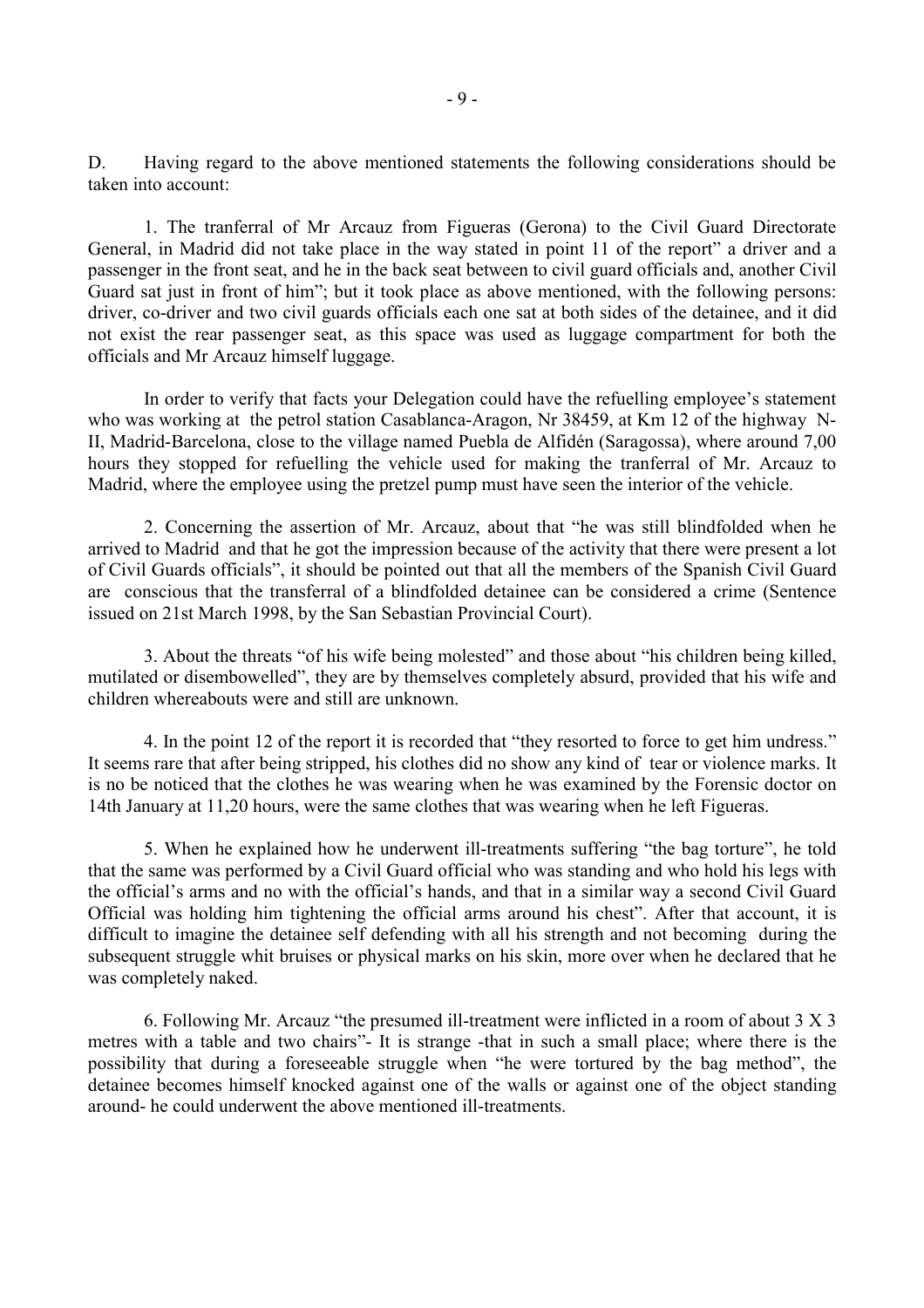D. Having regard to the above mentioned statements the following considerations should be taken into account:

1. The tranferral of Mr Arcauz from Figueras (Gerona) to the Civil Guard Directorate General, in Madrid did not take place in the way stated in point 11 of the report" a driver and a passenger in the front seat, and he in the back seat between to civil guard officials and, another Civil Guard sat just in front of him"; but it took place as above mentioned, with the following persons: driver, co-driver and two civil guards officials each one sat at both sides of the detainee, and it did not exist the rear passenger seat, as this space was used as luggage compartment for both the officials and Mr Arcauz himself luggage.

In order to verify that facts your Delegation could have the refuelling employee's statement who was working at the petrol station Casablanca-Aragon, Nr 38459, at Km 12 of the highway N-II, Madrid-Barcelona, close to the village named Puebla de Alfidén (Saragossa), where around 7,00 hours they stopped for refuelling the vehicle used for making the tranferral of Mr. Arcauz to Madrid, where the employee using the pretzel pump must have seen the interior of the vehicle.

2. Concerning the assertion of Mr. Arcauz, about that "he was still blindfolded when he arrived to Madrid and that he got the impression because of the activity that there were present a lot of Civil Guards officials", it should be pointed out that all the members of the Spanish Civil Guard are conscious that the transferral of a blindfolded detainee can be considered a crime (Sentence issued on 21st March 1998, by the San Sebastian Provincial Court).

3. About the threats "of his wife being molested" and those about "his children being killed, mutilated or disembowelled", they are by themselves completely absurd, provided that his wife and children whereabouts were and still are unknown.

4. In the point 12 of the report it is recorded that "they resorted to force to get him undress." It seems rare that after being stripped, his clothes did no show any kind of tear or violence marks. It is no be noticed that the clothes he was wearing when he was examined by the Forensic doctor on 14th January at 11,20 hours, were the same clothes that was wearing when he left Figueras.

5. When he explained how he underwent ill-treatments suffering "the bag torture", he told that the same was performed by a Civil Guard official who was standing and who hold his legs with the official's arms and no with the official's hands, and that in a similar way a second Civil Guard Official was holding him tightening the official arms around his chest". After that account, it is difficult to imagine the detainee self defending with all his strength and not becoming during the subsequent struggle whit bruises or physical marks on his skin, more over when he declared that he was completely naked.

6. Following Mr. Arcauz "the presumed ill-treatment were inflicted in a room of about 3 X 3 metres with a table and two chairs"- It is strange -that in such a small place; where there is the possibility that during a foreseeable struggle when "he were tortured by the bag method", the detainee becomes himself knocked against one of the walls or against one of the object standing around- he could underwent the above mentioned ill-treatments.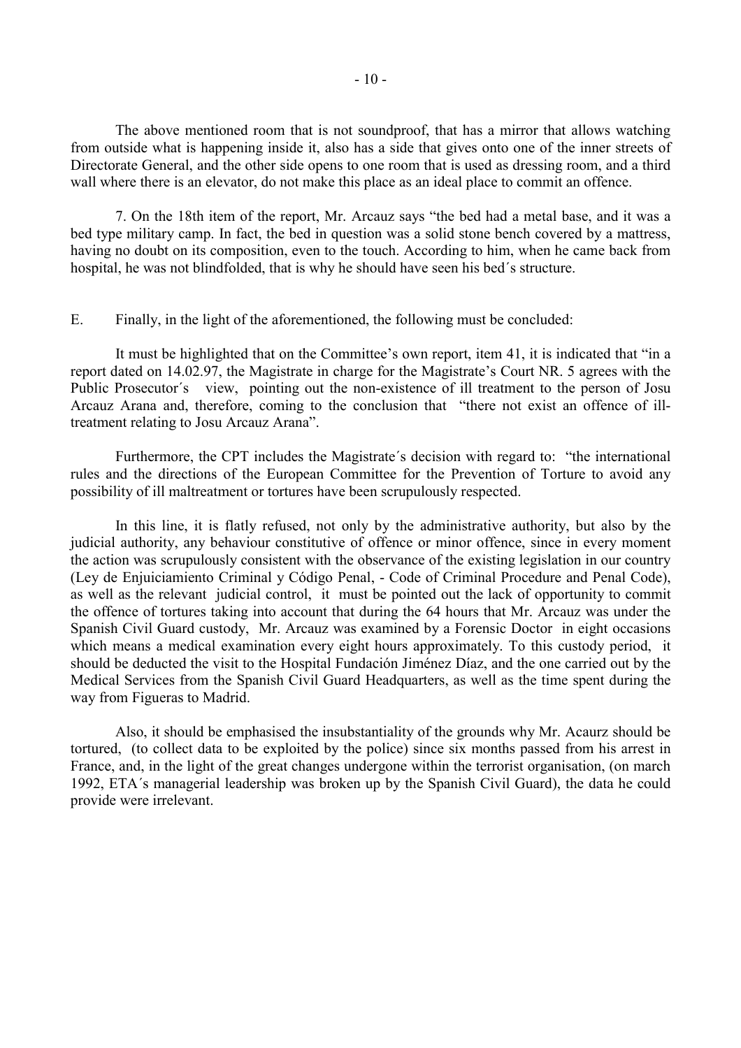The above mentioned room that is not soundproof, that has a mirror that allows watching from outside what is happening inside it, also has a side that gives onto one of the inner streets of Directorate General, and the other side opens to one room that is used as dressing room, and a third wall where there is an elevator, do not make this place as an ideal place to commit an offence.

7. On the 18th item of the report, Mr. Arcauz says "the bed had a metal base, and it was a bed type military camp. In fact, the bed in question was a solid stone bench covered by a mattress, having no doubt on its composition, even to the touch. According to him, when he came back from hospital, he was not blindfolded, that is why he should have seen his bed´s structure.

E. Finally, in the light of the aforementioned, the following must be concluded:

It must be highlighted that on the Committee's own report, item 41, it is indicated that "in a report dated on 14.02.97, the Magistrate in charge for the Magistrate's Court NR. 5 agrees with the Public Prosecutor´s view, pointing out the non-existence of ill treatment to the person of Josu Arcauz Arana and, therefore, coming to the conclusion that "there not exist an offence of ill-treatment relating to Josu Arcauz Arana".

Furthermore, the CPT includes the Magistrate´s decision with regard to: "the international rules and the directions of the European Committee for the Prevention of Torture to avoid any possibility of ill maltreatment or tortures have been scrupulously respected.

In this line, it is flatly refused, not only by the administrative authority, but also by the judicial authority, any behaviour constitutive of offence or minor offence, since in every moment the action was scrupulously consistent with the observance of the existing legislation in our country (Ley de Enjuiciamiento Criminal y Código Penal, - Code of Criminal Procedure and Penal Code), as well as the relevant judicial control, it must be pointed out the lack of opportunity to commit the offence of tortures taking into account that during the 64 hours that Mr. Arcauz was under the Spanish Civil Guard custody, Mr. Arcauz was examined by a Forensic Doctor in eight occasions which means a medical examination every eight hours approximately. To this custody period, it should be deducted the visit to the Hospital Fundación Jiménez Díaz, and the one carried out by the Medical Services from the Spanish Civil Guard Headquarters, as well as the time spent during the way from Figueras to Madrid.

Also, it should be emphasised the insubstantiality of the grounds why Mr. Acaurz should be tortured, (to collect data to be exploited by the police) since six months passed from his arrest in France, and, in the light of the great changes undergone within the terrorist organisation, (on march 1992, ETA´s managerial leadership was broken up by the Spanish Civil Guard), the data he could provide were irrelevant.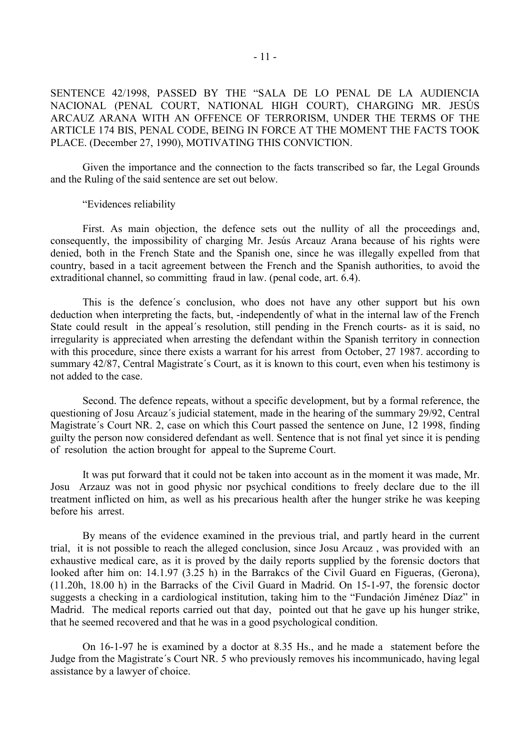SENTENCE 42/1998, PASSED BY THE "SALA DE LO PENAL DE LA AUDIENCIA NACIONAL (PENAL COURT, NATIONAL HIGH COURT), CHARGING MR. JESÚS ARCAUZ ARANA WITH AN OFFENCE OF TERRORISM, UNDER THE TERMS OF THE ARTICLE 174 BIS, PENAL CODE, BEING IN FORCE AT THE MOMENT THE FACTS TOOK PLACE. (December 27, 1990), MOTIVATING THIS CONVICTION.

Given the importance and the connection to the facts transcribed so far, the Legal Grounds and the Ruling of the said sentence are set out below.

"Evidences reliability

First. As main objection, the defence sets out the nullity of all the proceedings and, consequently, the impossibility of charging Mr. Jesús Arcauz Arana because of his rights were denied, both in the French State and the Spanish one, since he was illegally expelled from that country, based in a tacit agreement between the French and the Spanish authorities, to avoid the extraditional channel, so committing fraud in law. (penal code, art. 6.4).

This is the defence´s conclusion, who does not have any other support but his own deduction when interpreting the facts, but, -independently of what in the internal law of the French State could result in the appeal´s resolution, still pending in the French courts- as it is said, no irregularity is appreciated when arresting the defendant within the Spanish territory in connection with this procedure, since there exists a warrant for his arrest from October, 27 1987. according to summary 42/87, Central Magistrate´s Court, as it is known to this court, even when his testimony is not added to the case.

Second. The defence repeats, without a specific development, but by a formal reference, the questioning of Josu Arcauz´s judicial statement, made in the hearing of the summary 29/92, Central Magistrate´s Court NR. 2, case on which this Court passed the sentence on June, 12 1998, finding guilty the person now considered defendant as well. Sentence that is not final yet since it is pending of resolution the action brought for appeal to the Supreme Court.

It was put forward that it could not be taken into account as in the moment it was made, Mr. Josu Arzauz was not in good physic nor psychical conditions to freely declare due to the ill treatment inflicted on him, as well as his precarious health after the hunger strike he was keeping before his arrest.

By means of the evidence examined in the previous trial, and partly heard in the current trial, it is not possible to reach the alleged conclusion, since Josu Arcauz , was provided with an exhaustive medical care, as it is proved by the daily reports supplied by the forensic doctors that looked after him on: 14.1.97 (3.25 h) in the Barrakcs of the Civil Guard en Figueras, (Gerona), (11.20h, 18.00 h) in the Barracks of the Civil Guard in Madrid. On 15-1-97, the forensic doctor suggests a checking in a cardiological institution, taking him to the "Fundación Jiménez Díaz" in Madrid. The medical reports carried out that day, pointed out that he gave up his hunger strike, that he seemed recovered and that he was in a good psychological condition.

On 16-1-97 he is examined by a doctor at 8.35 Hs., and he made a statement before the Judge from the Magistrate´s Court NR. 5 who previously removes his incommunicado, having legal assistance by a lawyer of choice.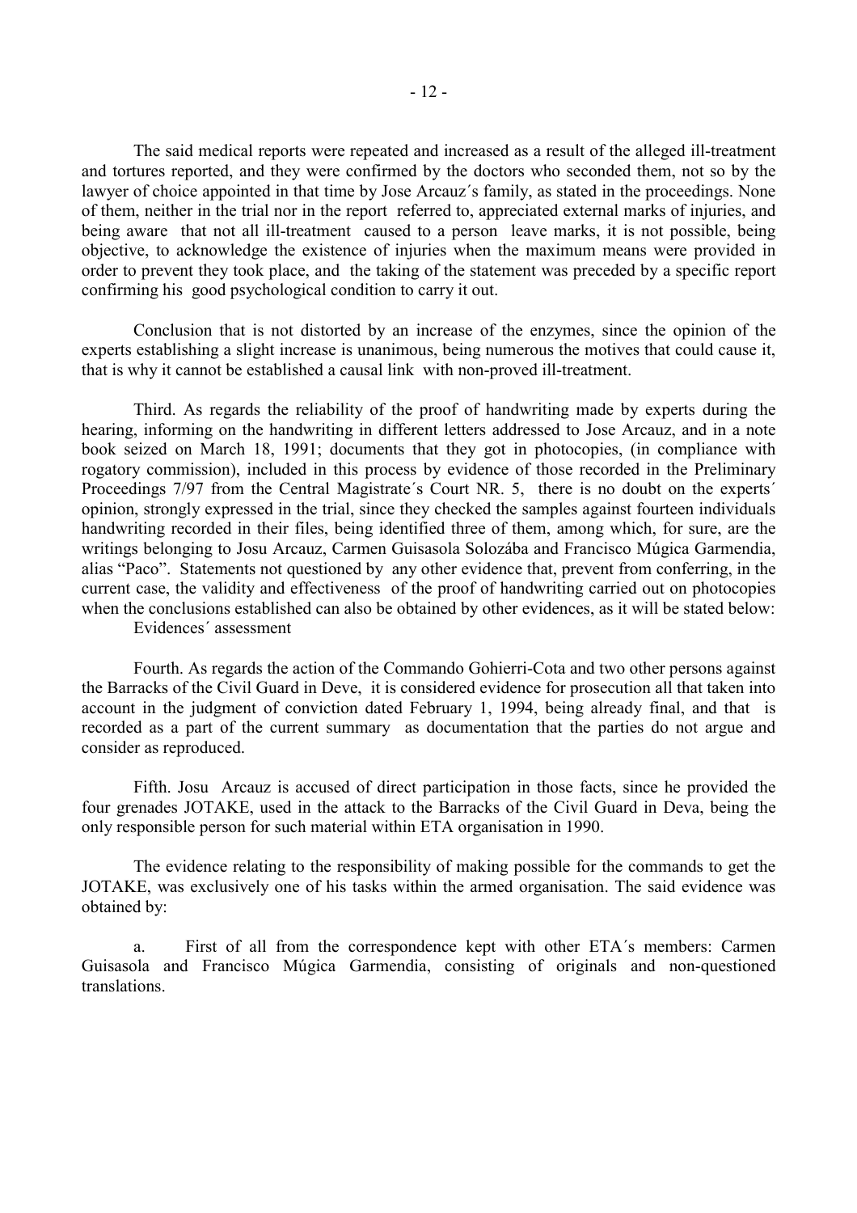The said medical reports were repeated and increased as a result of the alleged ill-treatment and tortures reported, and they were confirmed by the doctors who seconded them, not so by the lawyer of choice appointed in that time by Jose Arcauz´s family, as stated in the proceedings. None of them, neither in the trial nor in the report referred to, appreciated external marks of injuries, and being aware that not all ill-treatment caused to a person leave marks, it is not possible, being objective, to acknowledge the existence of injuries when the maximum means were provided in order to prevent they took place, and the taking of the statement was preceded by a specific report confirming his good psychological condition to carry it out.

Conclusion that is not distorted by an increase of the enzymes, since the opinion of the experts establishing a slight increase is unanimous, being numerous the motives that could cause it, that is why it cannot be established a causal link with non-proved ill-treatment.

Third. As regards the reliability of the proof of handwriting made by experts during the hearing, informing on the handwriting in different letters addressed to Jose Arcauz, and in a note book seized on March 18, 1991; documents that they got in photocopies, (in compliance with rogatory commission), included in this process by evidence of those recorded in the Preliminary Proceedings 7/97 from the Central Magistrate´s Court NR. 5, there is no doubt on the experts´ opinion, strongly expressed in the trial, since they checked the samples against fourteen individuals handwriting recorded in their files, being identified three of them, among which, for sure, are the writings belonging to Josu Arcauz, Carmen Guisasola Solozába and Francisco Múgica Garmendia, alias "Paco". Statements not questioned by any other evidence that, prevent from conferring, in the current case, the validity and effectiveness of the proof of handwriting carried out on photocopies when the conclusions established can also be obtained by other evidences, as it will be stated below:

Evidences´ assessment

Fourth. As regards the action of the Commando Gohierri-Cota and two other persons against the Barracks of the Civil Guard in Deve, it is considered evidence for prosecution all that taken into account in the judgment of conviction dated February 1, 1994, being already final, and that is recorded as a part of the current summary as documentation that the parties do not argue and consider as reproduced.

Fifth. Josu Arcauz is accused of direct participation in those facts, since he provided the four grenades JOTAKE, used in the attack to the Barracks of the Civil Guard in Deva, being the only responsible person for such material within ETA organisation in 1990.

The evidence relating to the responsibility of making possible for the commands to get the JOTAKE, was exclusively one of his tasks within the armed organisation. The said evidence was obtained by:

a. First of all from the correspondence kept with other ETA´s members: Carmen Guisasola and Francisco Múgica Garmendia, consisting of originals and non-questioned translations.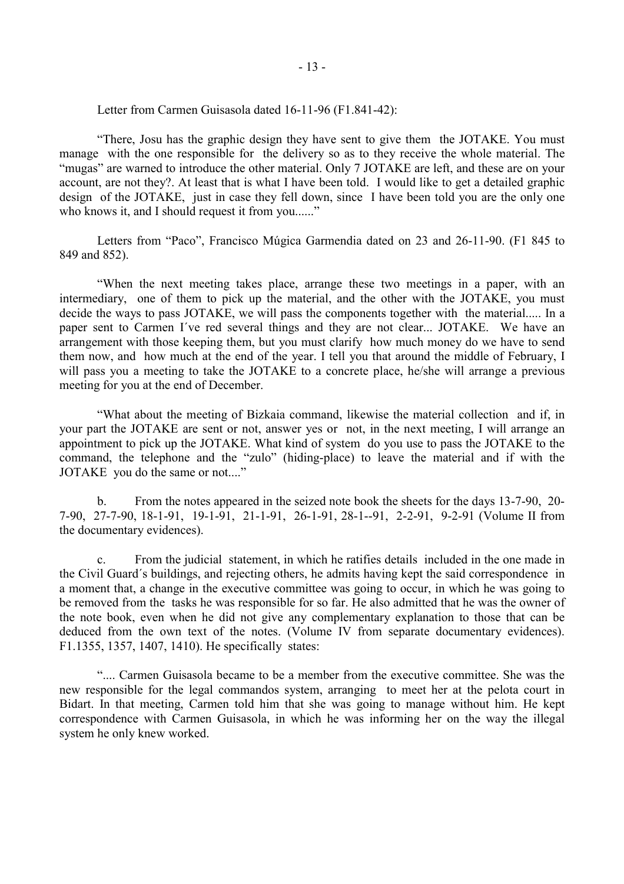Letter from Carmen Guisasola dated 16-11-96 (F1.841-42):

"There, Josu has the graphic design they have sent to give them the JOTAKE. You must manage with the one responsible for the delivery so as to they receive the whole material. The "mugas" are warned to introduce the other material. Only 7 JOTAKE are left, and these are on your account, are not they?. At least that is what I have been told. I would like to get a detailed graphic design of the JOTAKE, just in case they fell down, since I have been told you are the only one who knows it, and I should request it from you......"

Letters from "Paco", Francisco Múgica Garmendia dated on 23 and 26-11-90. (F1 845 to 849 and 852).

"When the next meeting takes place, arrange these two meetings in a paper, with an intermediary, one of them to pick up the material, and the other with the JOTAKE, you must decide the ways to pass JOTAKE, we will pass the components together with the material..... In a paper sent to Carmen I´ve red several things and they are not clear... JOTAKE. We have an arrangement with those keeping them, but you must clarify how much money do we have to send them now, and how much at the end of the year. I tell you that around the middle of February, I will pass you a meeting to take the JOTAKE to a concrete place, he/she will arrange a previous meeting for you at the end of December.

"What about the meeting of Bizkaia command, likewise the material collection and if, in your part the JOTAKE are sent or not, answer yes or not, in the next meeting, I will arrange an appointment to pick up the JOTAKE. What kind of system do you use to pass the JOTAKE to the command, the telephone and the "zulo" (hiding-place) to leave the material and if with the JOTAKE you do the same or not...."

b. From the notes appeared in the seized note book the sheets for the days 13-7-90, 20-7-90, 27-7-90, 18-1-91, 19-1-91, 21-1-91, 26-1-91, 28-1--91, 2-2-91, 9-2-91 (Volume II from the documentary evidences).

c. From the judicial statement, in which he ratifies details included in the one made in the Civil Guard´s buildings, and rejecting others, he admits having kept the said correspondence in a moment that, a change in the executive committee was going to occur, in which he was going to be removed from the tasks he was responsible for so far. He also admitted that he was the owner of the note book, even when he did not give any complementary explanation to those that can be deduced from the own text of the notes. (Volume IV from separate documentary evidences). F1.1355, 1357, 1407, 1410). He specifically states:

".... Carmen Guisasola became to be a member from the executive committee. She was the new responsible for the legal commandos system, arranging to meet her at the pelota court in Bidart. In that meeting, Carmen told him that she was going to manage without him. He kept correspondence with Carmen Guisasola, in which he was informing her on the way the illegal system he only knew worked.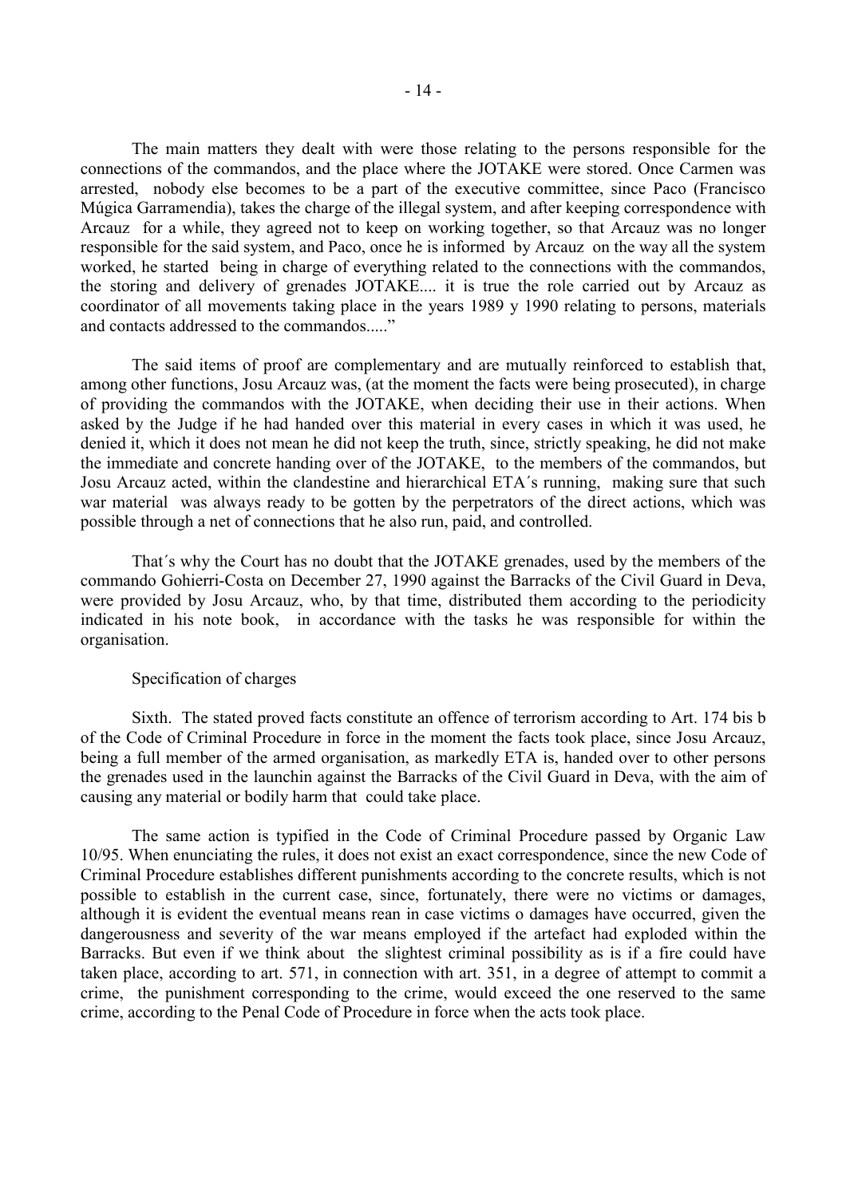The main matters they dealt with were those relating to the persons responsible for the connections of the commandos, and the place where the JOTAKE were stored. Once Carmen was arrested, nobody else becomes to be a part of the executive committee, since Paco (Francisco Múgica Garramendia), takes the charge of the illegal system, and after keeping correspondence with Arcauz for a while, they agreed not to keep on working together, so that Arcauz was no longer responsible for the said system, and Paco, once he is informed by Arcauz on the way all the system worked, he started being in charge of everything related to the connections with the commandos, the storing and delivery of grenades JOTAKE.... it is true the role carried out by Arcauz as coordinator of all movements taking place in the years 1989 y 1990 relating to persons, materials and contacts addressed to the commandos....."

The said items of proof are complementary and are mutually reinforced to establish that, among other functions, Josu Arcauz was, (at the moment the facts were being prosecuted), in charge of providing the commandos with the JOTAKE, when deciding their use in their actions. When asked by the Judge if he had handed over this material in every cases in which it was used, he denied it, which it does not mean he did not keep the truth, since, strictly speaking, he did not make the immediate and concrete handing over of the JOTAKE, to the members of the commandos, but Josu Arcauz acted, within the clandestine and hierarchical ETA´s running, making sure that such war material was always ready to be gotten by the perpetrators of the direct actions, which was possible through a net of connections that he also run, paid, and controlled.

That´s why the Court has no doubt that the JOTAKE grenades, used by the members of the commando Gohierri-Costa on December 27, 1990 against the Barracks of the Civil Guard in Deva, were provided by Josu Arcauz, who, by that time, distributed them according to the periodicity indicated in his note book, in accordance with the tasks he was responsible for within the organisation.

Specification of charges

Sixth. The stated proved facts constitute an offence of terrorism according to Art. 174 bis b of the Code of Criminal Procedure in force in the moment the facts took place, since Josu Arcauz, being a full member of the armed organisation, as markedly ETA is, handed over to other persons the grenades used in the launchin against the Barracks of the Civil Guard in Deva, with the aim of causing any material or bodily harm that could take place.

The same action is typified in the Code of Criminal Procedure passed by Organic Law 10/95. When enunciating the rules, it does not exist an exact correspondence, since the new Code of Criminal Procedure establishes different punishments according to the concrete results, which is not possible to establish in the current case, since, fortunately, there were no victims or damages, although it is evident the eventual means rean in case victims o damages have occurred, given the dangerousness and severity of the war means employed if the artefact had exploded within the Barracks. But even if we think about the slightest criminal possibility as is if a fire could have taken place, according to art. 571, in connection with art. 351, in a degree of attempt to commit a crime, the punishment corresponding to the crime, would exceed the one reserved to the same crime, according to the Penal Code of Procedure in force when the acts took place.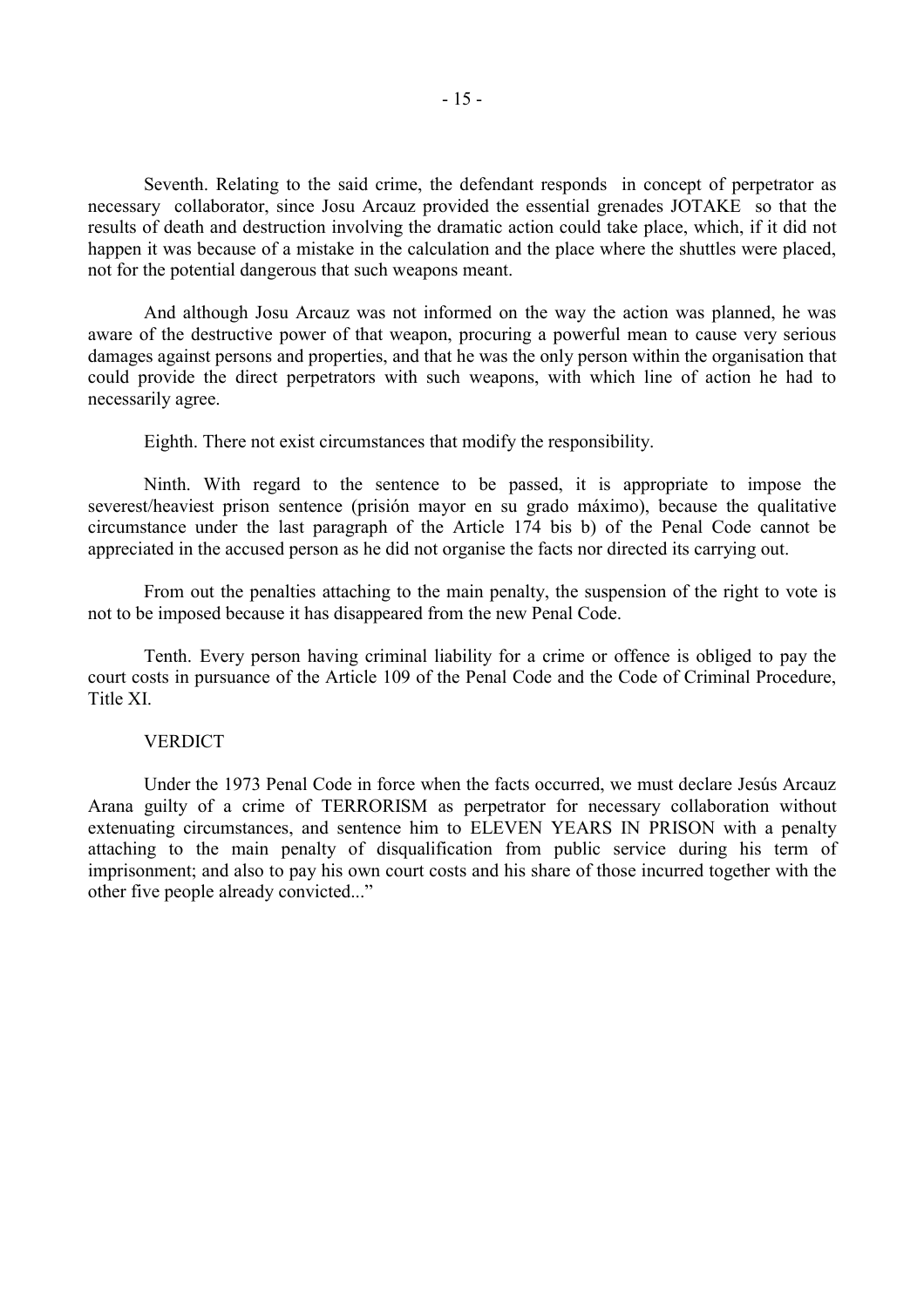Seventh. Relating to the said crime, the defendant responds in concept of perpetrator as necessary collaborator, since Josu Arcauz provided the essential grenades JOTAKE so that the results of death and destruction involving the dramatic action could take place, which, if it did not happen it was because of a mistake in the calculation and the place where the shuttles were placed, not for the potential dangerous that such weapons meant.

And although Josu Arcauz was not informed on the way the action was planned, he was aware of the destructive power of that weapon, procuring a powerful mean to cause very serious damages against persons and properties, and that he was the only person within the organisation that could provide the direct perpetrators with such weapons, with which line of action he had to necessarily agree.

Eighth. There not exist circumstances that modify the responsibility.

Ninth. With regard to the sentence to be passed, it is appropriate to impose the severest/heaviest prison sentence (prisión mayor en su grado máximo), because the qualitative circumstance under the last paragraph of the Article 174 bis b) of the Penal Code cannot be appreciated in the accused person as he did not organise the facts nor directed its carrying out.

From out the penalties attaching to the main penalty, the suspension of the right to vote is not to be imposed because it has disappeared from the new Penal Code.

Tenth. Every person having criminal liability for a crime or offence is obliged to pay the court costs in pursuance of the Article 109 of the Penal Code and the Code of Criminal Procedure, Title XI.

VERDICT

Under the 1973 Penal Code in force when the facts occurred, we must declare Jesús Arcauz Arana guilty of a crime of TERRORISM as perpetrator for necessary collaboration without extenuating circumstances, and sentence him to ELEVEN YEARS IN PRISON with a penalty attaching to the main penalty of disqualification from public service during his term of imprisonment; and also to pay his own court costs and his share of those incurred together with the other five people already convicted..."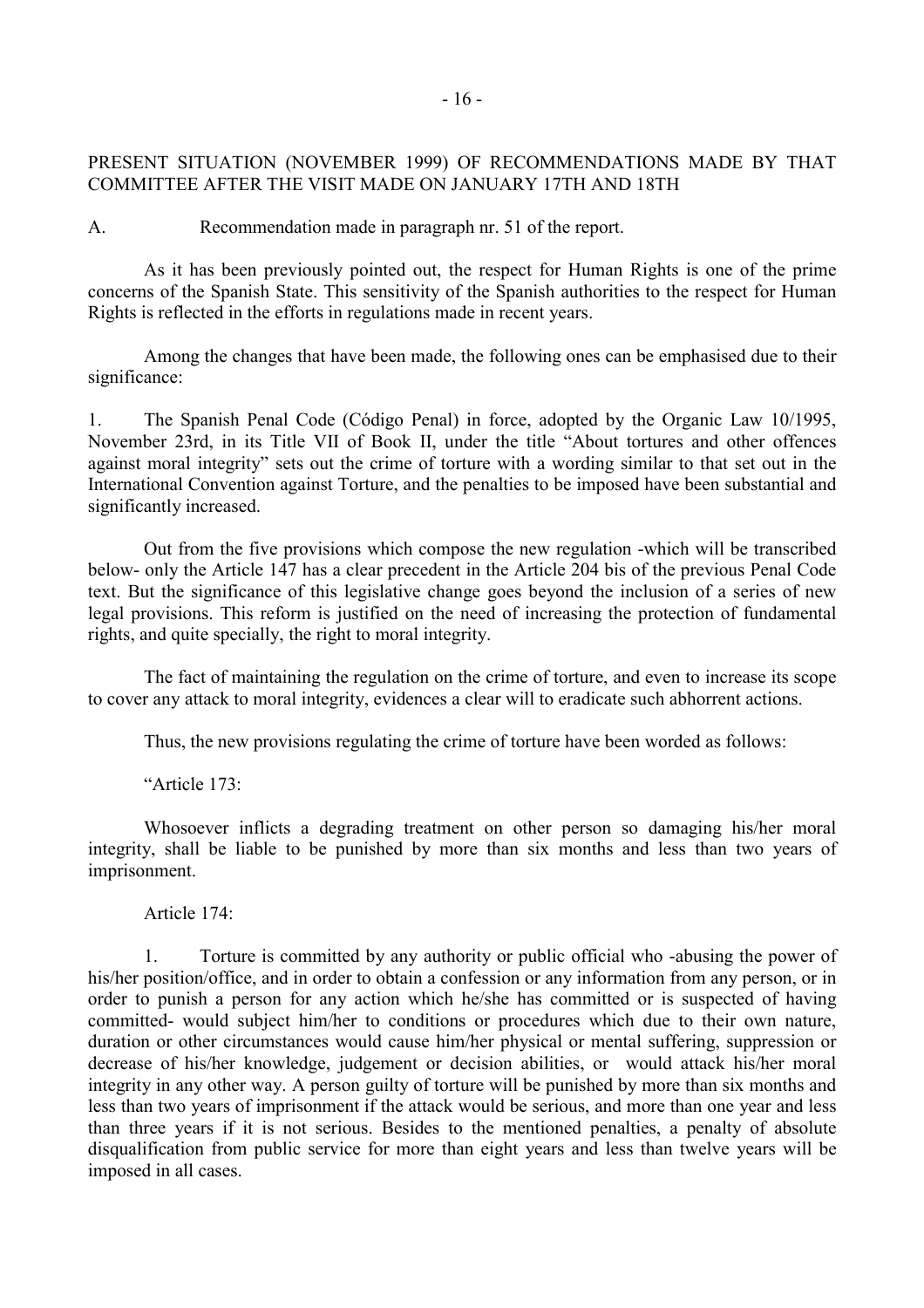PRESENT SITUATION (NOVEMBER 1999) OF RECOMMENDATIONS MADE BY THAT COMMITTEE AFTER THE VISIT MADE ON JANUARY 17TH AND 18TH

A. Recommendation made in paragraph nr. 51 of the report.

As it has been previously pointed out, the respect for Human Rights is one of the prime concerns of the Spanish State. This sensitivity of the Spanish authorities to the respect for Human Rights is reflected in the efforts in regulations made in recent years.

Among the changes that have been made, the following ones can be emphasised due to their significance:

1. The Spanish Penal Code (Código Penal) in force, adopted by the Organic Law 10/1995, November 23rd, in its Title VII of Book II, under the title "About tortures and other offences against moral integrity" sets out the crime of torture with a wording similar to that set out in the International Convention against Torture, and the penalties to be imposed have been substantial and significantly increased.

Out from the five provisions which compose the new regulation -which will be transcribed below- only the Article 147 has a clear precedent in the Article 204 bis of the previous Penal Code text. But the significance of this legislative change goes beyond the inclusion of a series of new legal provisions. This reform is justified on the need of increasing the protection of fundamental rights, and quite specially, the right to moral integrity.

The fact of maintaining the regulation on the crime of torture, and even to increase its scope to cover any attack to moral integrity, evidences a clear will to eradicate such abhorrent actions.

Thus, the new provisions regulating the crime of torture have been worded as follows:

"Article 173:

Whosoever inflicts a degrading treatment on other person so damaging his/her moral integrity, shall be liable to be punished by more than six months and less than two years of imprisonment.

Article 174:

1. Torture is committed by any authority or public official who -abusing the power of his/her position/office, and in order to obtain a confession or any information from any person, or in order to punish a person for any action which he/she has committed or is suspected of having committed- would subject him/her to conditions or procedures which due to their own nature, duration or other circumstances would cause him/her physical or mental suffering, suppression or decrease of his/her knowledge, judgement or decision abilities, or would attack his/her moral integrity in any other way. A person guilty of torture will be punished by more than six months and less than two years of imprisonment if the attack would be serious, and more than one year and less than three years if it is not serious. Besides to the mentioned penalties, a penalty of absolute disqualification from public service for more than eight years and less than twelve years will be imposed in all cases.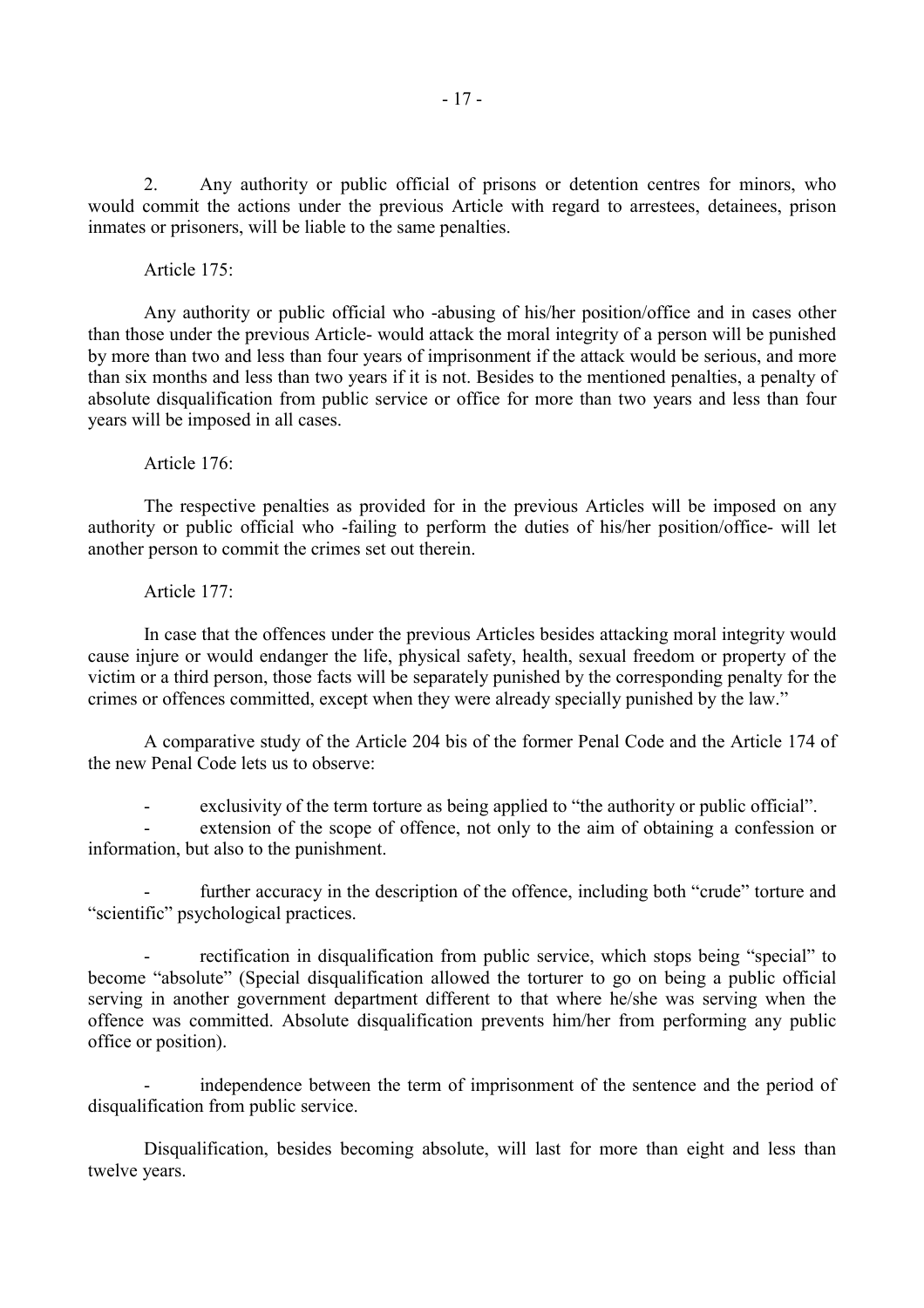2. Any authority or public official of prisons or detention centres for minors, who would commit the actions under the previous Article with regard to arrestees, detainees, prison inmates or prisoners, will be liable to the same penalties.

Article 175:

Any authority or public official who -abusing of his/her position/office and in cases other than those under the previous Article- would attack the moral integrity of a person will be punished by more than two and less than four years of imprisonment if the attack would be serious, and more than six months and less than two years if it is not. Besides to the mentioned penalties, a penalty of absolute disqualification from public service or office for more than two years and less than four years will be imposed in all cases.

Article 176:

The respective penalties as provided for in the previous Articles will be imposed on any authority or public official who -failing to perform the duties of his/her position/office- will let another person to commit the crimes set out therein.

Article 177:

In case that the offences under the previous Articles besides attacking moral integrity would cause injure or would endanger the life, physical safety, health, sexual freedom or property of the victim or a third person, those facts will be separately punished by the corresponding penalty for the crimes or offences committed, except when they were already specially punished by the law."

A comparative study of the Article 204 bis of the former Penal Code and the Article 174 of the new Penal Code lets us to observe:

- exclusivity of the term torture as being applied to "the authority or public official".
- extension of the scope of offence, not only to the aim of obtaining a confession or information, but also to the punishment.
- further accuracy in the description of the offence, including both "crude" torture and "scientific" psychological practices.
- rectification in disqualification from public service, which stops being "special" to become "absolute" (Special disqualification allowed the torturer to go on being a public official serving in another government department different to that where he/she was serving when the offence was committed. Absolute disqualification prevents him/her from performing any public office or position).
- independence between the term of imprisonment of the sentence and the period of disqualification from public service.

Disqualification, besides becoming absolute, will last for more than eight and less than twelve years.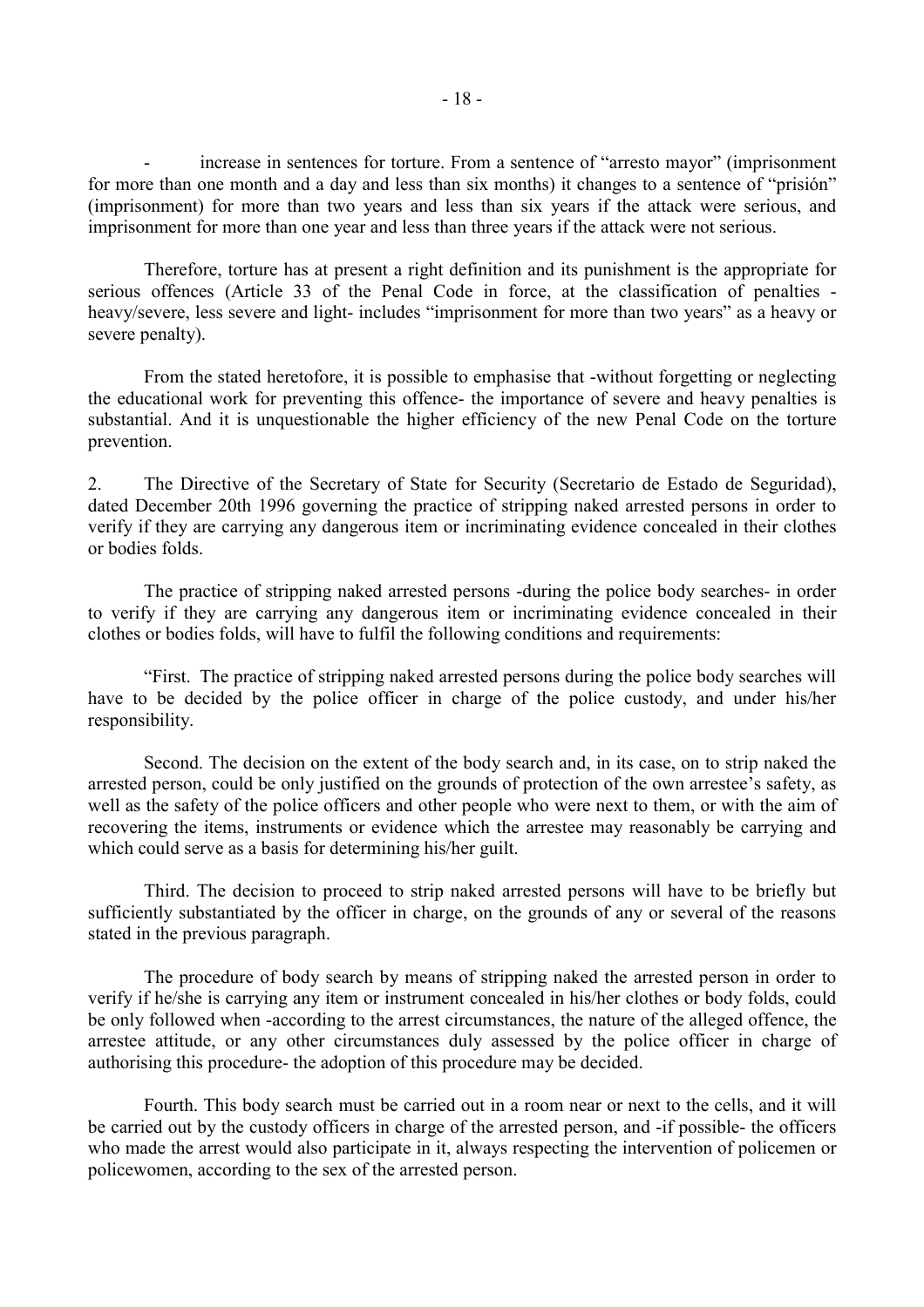- increase in sentences for torture. From a sentence of "arresto mayor" (imprisonment for more than one month and a day and less than six months) it changes to a sentence of "prisión" (imprisonment) for more than two years and less than six years if the attack were serious, and imprisonment for more than one year and less than three years if the attack were not serious.

Therefore, torture has at present a right definition and its punishment is the appropriate for serious offences (Article 33 of the Penal Code in force, at the classification of penalties - heavy/severe, less severe and light- includes "imprisonment for more than two years" as a heavy or severe penalty).

From the stated heretofore, it is possible to emphasise that -without forgetting or neglecting the educational work for preventing this offence- the importance of severe and heavy penalties is substantial. And it is unquestionable the higher efficiency of the new Penal Code on the torture prevention.

2. The Directive of the Secretary of State for Security (Secretario de Estado de Seguridad), dated December 20th 1996 governing the practice of stripping naked arrested persons in order to verify if they are carrying any dangerous item or incriminating evidence concealed in their clothes or bodies folds.

The practice of stripping naked arrested persons -during the police body searches- in order to verify if they are carrying any dangerous item or incriminating evidence concealed in their clothes or bodies folds, will have to fulfil the following conditions and requirements:

"First. The practice of stripping naked arrested persons during the police body searches will have to be decided by the police officer in charge of the police custody, and under his/her responsibility.

Second. The decision on the extent of the body search and, in its case, on to strip naked the arrested person, could be only justified on the grounds of protection of the own arrestee's safety, as well as the safety of the police officers and other people who were next to them, or with the aim of recovering the items, instruments or evidence which the arrestee may reasonably be carrying and which could serve as a basis for determining his/her guilt.

Third. The decision to proceed to strip naked arrested persons will have to be briefly but sufficiently substantiated by the officer in charge, on the grounds of any or several of the reasons stated in the previous paragraph.

The procedure of body search by means of stripping naked the arrested person in order to verify if he/she is carrying any item or instrument concealed in his/her clothes or body folds, could be only followed when -according to the arrest circumstances, the nature of the alleged offence, the arrestee attitude, or any other circumstances duly assessed by the police officer in charge of authorising this procedure- the adoption of this procedure may be decided.

Fourth. This body search must be carried out in a room near or next to the cells, and it will be carried out by the custody officers in charge of the arrested person, and -if possible- the officers who made the arrest would also participate in it, always respecting the intervention of policemen or policewomen, according to the sex of the arrested person.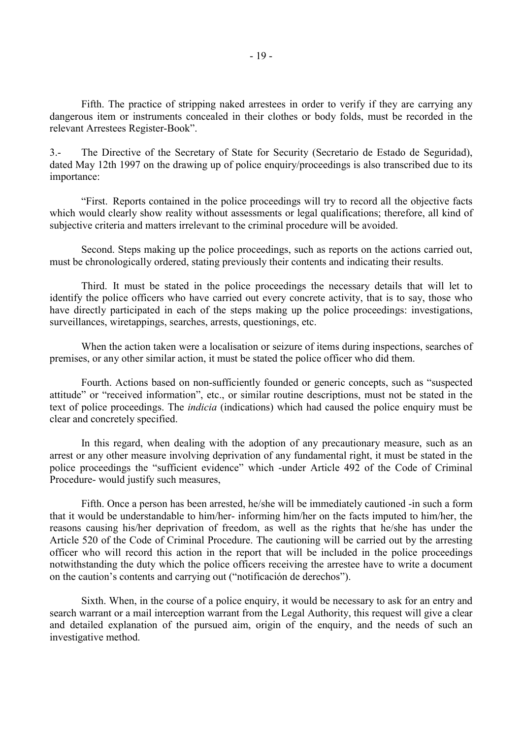Fifth. The practice of stripping naked arrestees in order to verify if they are carrying any dangerous item or instruments concealed in their clothes or body folds, must be recorded in the relevant Arrestees Register-Book".

3.- The Directive of the Secretary of State for Security (Secretario de Estado de Seguridad), dated May 12th 1997 on the drawing up of police enquiry/proceedings is also transcribed due to its importance:

"First. Reports contained in the police proceedings will try to record all the objective facts which would clearly show reality without assessments or legal qualifications; therefore, all kind of subjective criteria and matters irrelevant to the criminal procedure will be avoided.

Second. Steps making up the police proceedings, such as reports on the actions carried out, must be chronologically ordered, stating previously their contents and indicating their results.

Third. It must be stated in the police proceedings the necessary details that will let to identify the police officers who have carried out every concrete activity, that is to say, those who have directly participated in each of the steps making up the police proceedings: investigations, surveillances, wiretappings, searches, arrests, questionings, etc.

When the action taken were a localisation or seizure of items during inspections, searches of premises, or any other similar action, it must be stated the police officer who did them.

Fourth. Actions based on non-sufficiently founded or generic concepts, such as "suspected attitude" or "received information", etc., or similar routine descriptions, must not be stated in the text of police proceedings. The *indicia* (indications) which had caused the police enquiry must be clear and concretely specified.

In this regard, when dealing with the adoption of any precautionary measure, such as an arrest or any other measure involving deprivation of any fundamental right, it must be stated in the police proceedings the "sufficient evidence" which -under Article 492 of the Code of Criminal Procedure- would justify such measures,

Fifth. Once a person has been arrested, he/she will be immediately cautioned -in such a form that it would be understandable to him/her- informing him/her on the facts imputed to him/her, the reasons causing his/her deprivation of freedom, as well as the rights that he/she has under the Article 520 of the Code of Criminal Procedure. The cautioning will be carried out by the arresting officer who will record this action in the report that will be included in the police proceedings notwithstanding the duty which the police officers receiving the arrestee have to write a document on the caution's contents and carrying out ("notificación de derechos").

Sixth. When, in the course of a police enquiry, it would be necessary to ask for an entry and search warrant or a mail interception warrant from the Legal Authority, this request will give a clear and detailed explanation of the pursued aim, origin of the enquiry, and the needs of such an investigative method.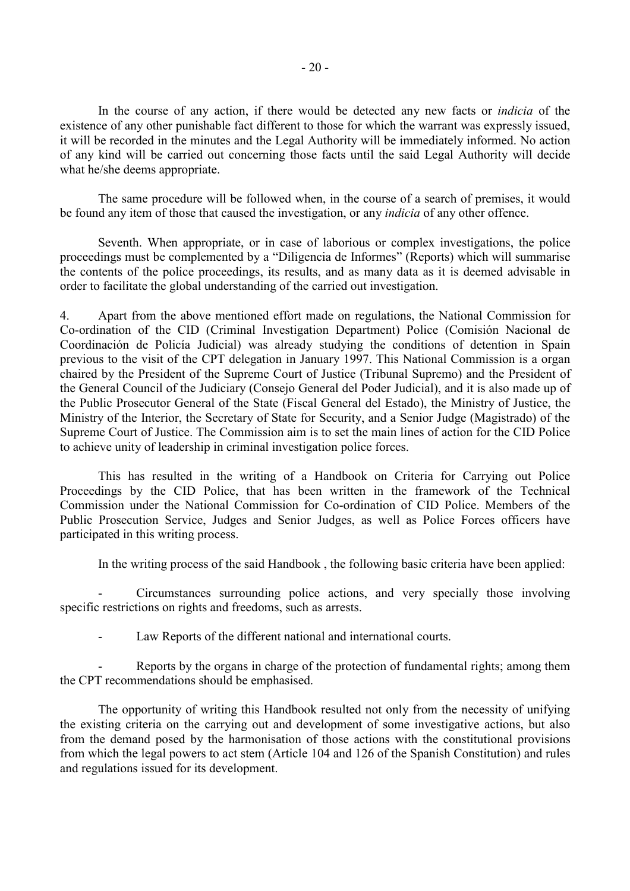In the course of any action, if there would be detected any new facts or *indicia* of the existence of any other punishable fact different to those for which the warrant was expressly issued, it will be recorded in the minutes and the Legal Authority will be immediately informed. No action of any kind will be carried out concerning those facts until the said Legal Authority will decide what he/she deems appropriate.

The same procedure will be followed when, in the course of a search of premises, it would be found any item of those that caused the investigation, or any *indicia* of any other offence.

Seventh. When appropriate, or in case of laborious or complex investigations, the police proceedings must be complemented by a "Diligencia de Informes" (Reports) which will summarise the contents of the police proceedings, its results, and as many data as it is deemed advisable in order to facilitate the global understanding of the carried out investigation.

4. Apart from the above mentioned effort made on regulations, the National Commission for Co-ordination of the CID (Criminal Investigation Department) Police (Comisión Nacional de Coordinación de Policía Judicial) was already studying the conditions of detention in Spain previous to the visit of the CPT delegation in January 1997. This National Commission is a organ chaired by the President of the Supreme Court of Justice (Tribunal Supremo) and the President of the General Council of the Judiciary (Consejo General del Poder Judicial), and it is also made up of the Public Prosecutor General of the State (Fiscal General del Estado), the Ministry of Justice, the Ministry of the Interior, the Secretary of State for Security, and a Senior Judge (Magistrado) of the Supreme Court of Justice. The Commission aim is to set the main lines of action for the CID Police to achieve unity of leadership in criminal investigation police forces.

This has resulted in the writing of a Handbook on Criteria for Carrying out Police Proceedings by the CID Police, that has been written in the framework of the Technical Commission under the National Commission for Co-ordination of CID Police. Members of the Public Prosecution Service, Judges and Senior Judges, as well as Police Forces officers have participated in this writing process.

In the writing process of the said Handbook , the following basic criteria have been applied:

- Circumstances surrounding police actions, and very specially those involving specific restrictions on rights and freedoms, such as arrests.
- Law Reports of the different national and international courts.
- Reports by the organs in charge of the protection of fundamental rights; among them the CPT recommendations should be emphasised.

The opportunity of writing this Handbook resulted not only from the necessity of unifying the existing criteria on the carrying out and development of some investigative actions, but also from the demand posed by the harmonisation of those actions with the constitutional provisions from which the legal powers to act stem (Article 104 and 126 of the Spanish Constitution) and rules and regulations issued for its development.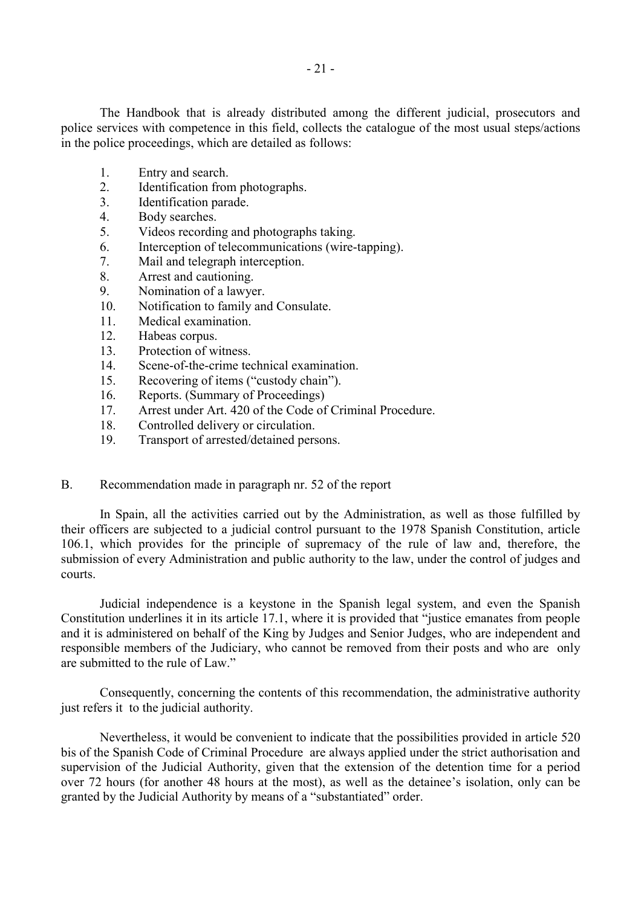The Handbook that is already distributed among the different judicial, prosecutors and police services with competence in this field, collects the catalogue of the most usual steps/actions in the police proceedings, which are detailed as follows:

1. Entry and search.
2. Identification from photographs.
3. Identification parade.
4. Body searches.
5. Videos recording and photographs taking.
6. Interception of telecommunications (wire-tapping).
7. Mail and telegraph interception.
8. Arrest and cautioning.
9. Nomination of a lawyer.
10. Notification to family and Consulate.
11. Medical examination.
12. Habeas corpus.
13. Protection of witness.
14. Scene-of-the-crime technical examination.
15. Recovering of items ("custody chain").
16. Reports. (Summary of Proceedings)
17. Arrest under Art. 420 of the Code of Criminal Procedure.
18. Controlled delivery or circulation.
19. Transport of arrested/detained persons.

B. Recommendation made in paragraph nr. 52 of the report

In Spain, all the activities carried out by the Administration, as well as those fulfilled by their officers are subjected to a judicial control pursuant to the 1978 Spanish Constitution, article 106.1, which provides for the principle of supremacy of the rule of law and, therefore, the submission of every Administration and public authority to the law, under the control of judges and courts.

Judicial independence is a keystone in the Spanish legal system, and even the Spanish Constitution underlines it in its article 17.1, where it is provided that "justice emanates from people and it is administered on behalf of the King by Judges and Senior Judges, who are independent and responsible members of the Judiciary, who cannot be removed from their posts and who are only are submitted to the rule of Law."

Consequently, concerning the contents of this recommendation, the administrative authority just refers it to the judicial authority.

Nevertheless, it would be convenient to indicate that the possibilities provided in article 520 bis of the Spanish Code of Criminal Procedure are always applied under the strict authorisation and supervision of the Judicial Authority, given that the extension of the detention time for a period over 72 hours (for another 48 hours at the most), as well as the detainee's isolation, only can be granted by the Judicial Authority by means of a "substantiated" order.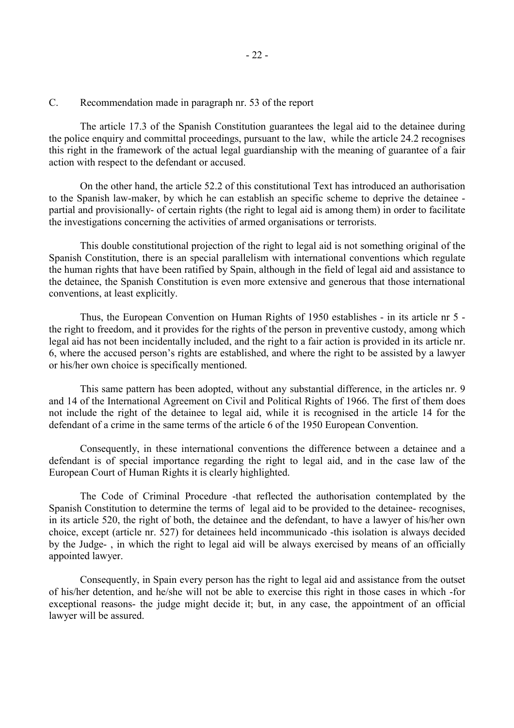C. Recommendation made in paragraph nr. 53 of the report

The article 17.3 of the Spanish Constitution guarantees the legal aid to the detainee during the police enquiry and committal proceedings, pursuant to the law, while the article 24.2 recognises this right in the framework of the actual legal guardianship with the meaning of guarantee of a fair action with respect to the defendant or accused.

On the other hand, the article 52.2 of this constitutional Text has introduced an authorisation to the Spanish law-maker, by which he can establish an specific scheme to deprive the detainee - partial and provisionally- of certain rights (the right to legal aid is among them) in order to facilitate the investigations concerning the activities of armed organisations or terrorists.

This double constitutional projection of the right to legal aid is not something original of the Spanish Constitution, there is an special parallelism with international conventions which regulate the human rights that have been ratified by Spain, although in the field of legal aid and assistance to the detainee, the Spanish Constitution is even more extensive and generous that those international conventions, at least explicitly.

Thus, the European Convention on Human Rights of 1950 establishes - in its article nr 5 - the right to freedom, and it provides for the rights of the person in preventive custody, among which legal aid has not been incidentally included, and the right to a fair action is provided in its article nr. 6, where the accused person's rights are established, and where the right to be assisted by a lawyer or his/her own choice is specifically mentioned.

This same pattern has been adopted, without any substantial difference, in the articles nr. 9 and 14 of the International Agreement on Civil and Political Rights of 1966. The first of them does not include the right of the detainee to legal aid, while it is recognised in the article 14 for the defendant of a crime in the same terms of the article 6 of the 1950 European Convention.

Consequently, in these international conventions the difference between a detainee and a defendant is of special importance regarding the right to legal aid, and in the case law of the European Court of Human Rights it is clearly highlighted.

The Code of Criminal Procedure -that reflected the authorisation contemplated by the Spanish Constitution to determine the terms of legal aid to be provided to the detainee- recognises, in its article 520, the right of both, the detainee and the defendant, to have a lawyer of his/her own choice, except (article nr. 527) for detainees held incommunicado -this isolation is always decided by the Judge- , in which the right to legal aid will be always exercised by means of an officially appointed lawyer.

Consequently, in Spain every person has the right to legal aid and assistance from the outset of his/her detention, and he/she will not be able to exercise this right in those cases in which -for exceptional reasons- the judge might decide it; but, in any case, the appointment of an official lawyer will be assured.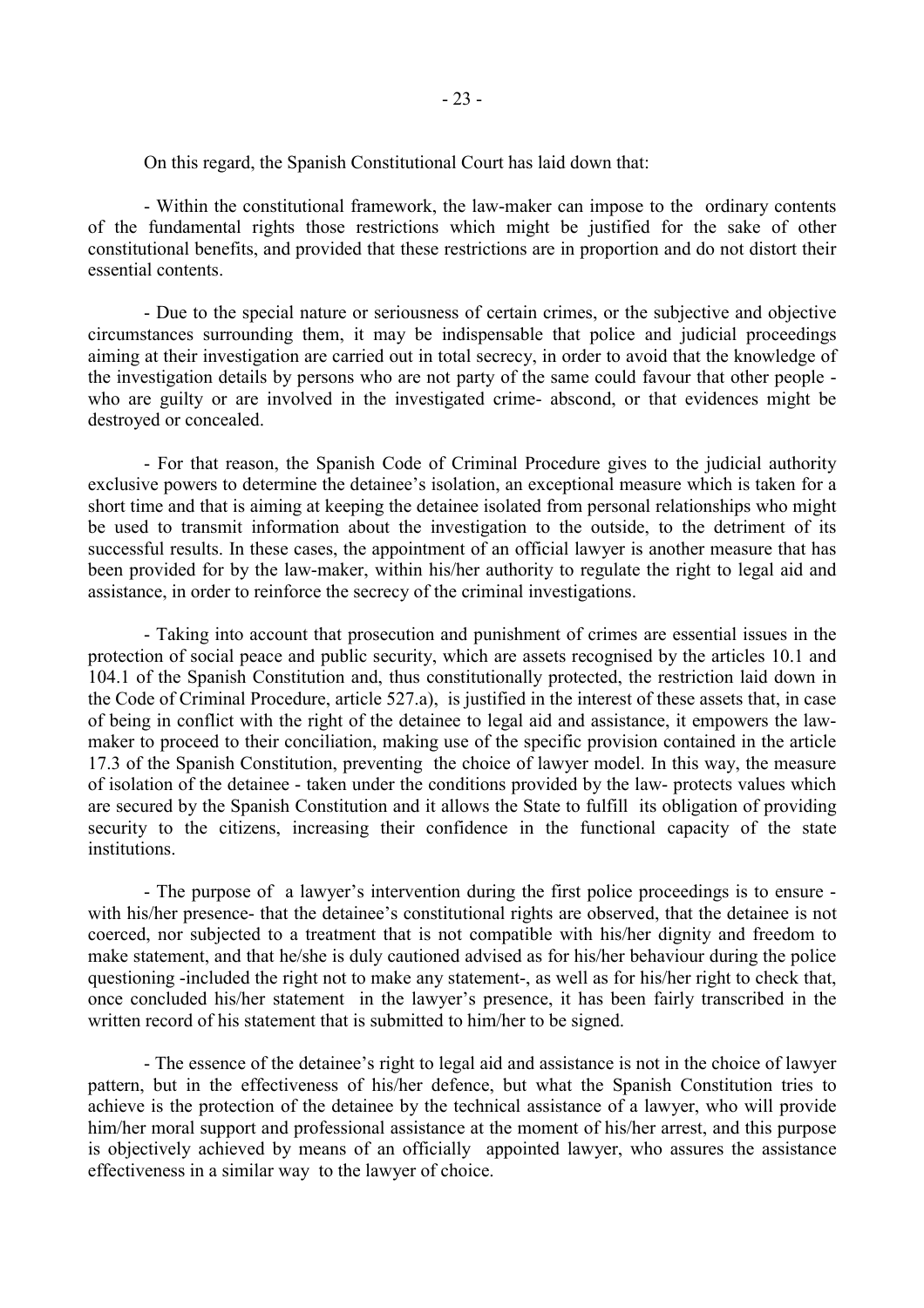On this regard, the Spanish Constitutional Court has laid down that:

- Within the constitutional framework, the law-maker can impose to the ordinary contents of the fundamental rights those restrictions which might be justified for the sake of other constitutional benefits, and provided that these restrictions are in proportion and do not distort their essential contents.

- Due to the special nature or seriousness of certain crimes, or the subjective and objective circumstances surrounding them, it may be indispensable that police and judicial proceedings aiming at their investigation are carried out in total secrecy, in order to avoid that the knowledge of the investigation details by persons who are not party of the same could favour that other people - who are guilty or are involved in the investigated crime- abscond, or that evidences might be destroyed or concealed.

- For that reason, the Spanish Code of Criminal Procedure gives to the judicial authority exclusive powers to determine the detainee's isolation, an exceptional measure which is taken for a short time and that is aiming at keeping the detainee isolated from personal relationships who might be used to transmit information about the investigation to the outside, to the detriment of its successful results. In these cases, the appointment of an official lawyer is another measure that has been provided for by the law-maker, within his/her authority to regulate the right to legal aid and assistance, in order to reinforce the secrecy of the criminal investigations.

- Taking into account that prosecution and punishment of crimes are essential issues in the protection of social peace and public security, which are assets recognised by the articles 10.1 and 104.1 of the Spanish Constitution and, thus constitutionally protected, the restriction laid down in the Code of Criminal Procedure, article 527.a), is justified in the interest of these assets that, in case of being in conflict with the right of the detainee to legal aid and assistance, it empowers the law-maker to proceed to their conciliation, making use of the specific provision contained in the article 17.3 of the Spanish Constitution, preventing the choice of lawyer model. In this way, the measure of isolation of the detainee - taken under the conditions provided by the law- protects values which are secured by the Spanish Constitution and it allows the State to fulfill its obligation of providing security to the citizens, increasing their confidence in the functional capacity of the state institutions.

- The purpose of a lawyer's intervention during the first police proceedings is to ensure - with his/her presence- that the detainee's constitutional rights are observed, that the detainee is not coerced, nor subjected to a treatment that is not compatible with his/her dignity and freedom to make statement, and that he/she is duly cautioned advised as for his/her behaviour during the police questioning -included the right not to make any statement-, as well as for his/her right to check that, once concluded his/her statement in the lawyer's presence, it has been fairly transcribed in the written record of his statement that is submitted to him/her to be signed.

- The essence of the detainee's right to legal aid and assistance is not in the choice of lawyer pattern, but in the effectiveness of his/her defence, but what the Spanish Constitution tries to achieve is the protection of the detainee by the technical assistance of a lawyer, who will provide him/her moral support and professional assistance at the moment of his/her arrest, and this purpose is objectively achieved by means of an officially appointed lawyer, who assures the assistance effectiveness in a similar way to the lawyer of choice.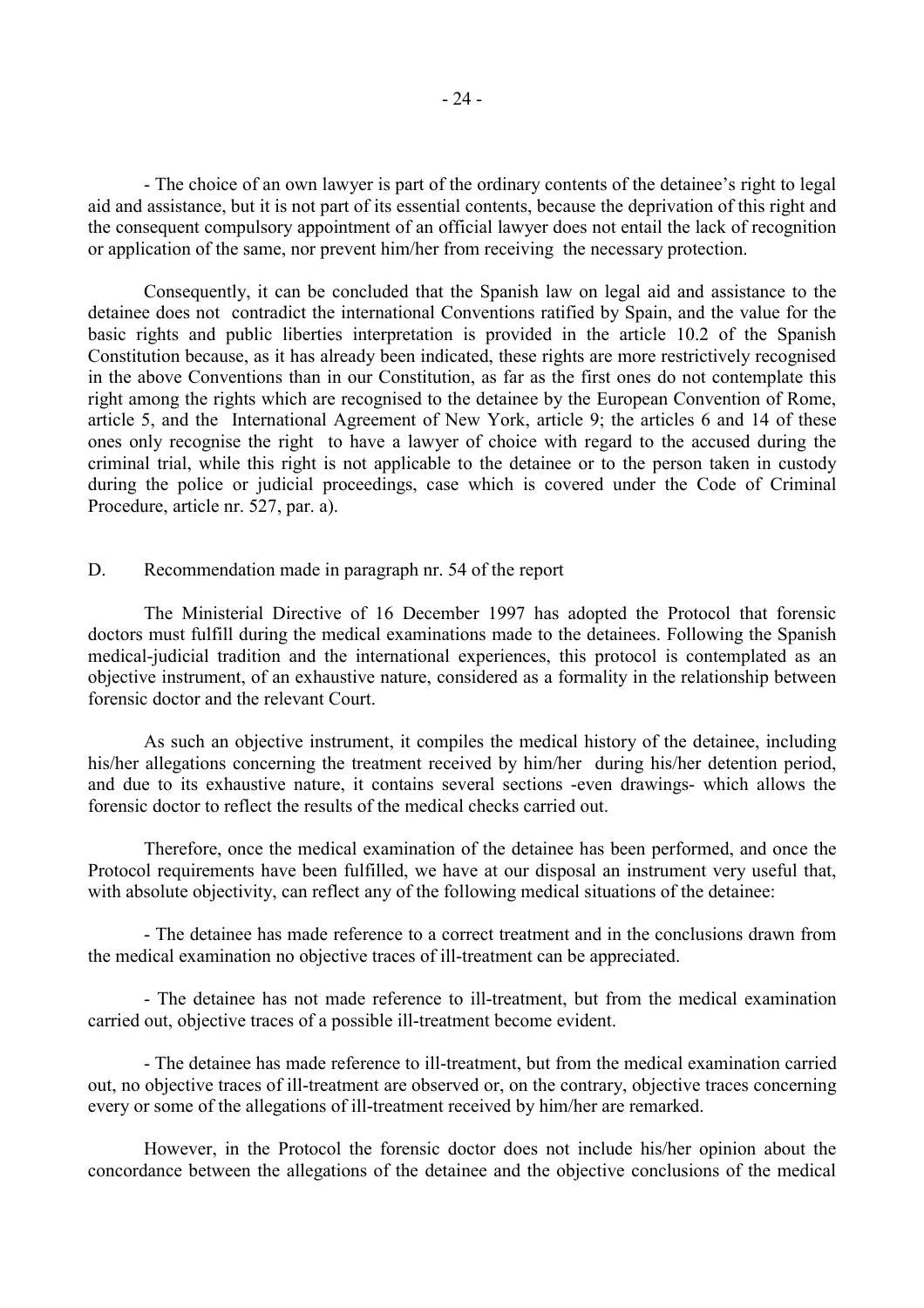- The choice of an own lawyer is part of the ordinary contents of the detainee's right to legal aid and assistance, but it is not part of its essential contents, because the deprivation of this right and the consequent compulsory appointment of an official lawyer does not entail the lack of recognition or application of the same, nor prevent him/her from receiving the necessary protection.

Consequently, it can be concluded that the Spanish law on legal aid and assistance to the detainee does not contradict the international Conventions ratified by Spain, and the value for the basic rights and public liberties interpretation is provided in the article 10.2 of the Spanish Constitution because, as it has already been indicated, these rights are more restrictively recognised in the above Conventions than in our Constitution, as far as the first ones do not contemplate this right among the rights which are recognised to the detainee by the European Convention of Rome, article 5, and the International Agreement of New York, article 9; the articles 6 and 14 of these ones only recognise the right to have a lawyer of choice with regard to the accused during the criminal trial, while this right is not applicable to the detainee or to the person taken in custody during the police or judicial proceedings, case which is covered under the Code of Criminal Procedure, article nr. 527, par. a).

D. Recommendation made in paragraph nr. 54 of the report

The Ministerial Directive of 16 December 1997 has adopted the Protocol that forensic doctors must fulfill during the medical examinations made to the detainees. Following the Spanish medical-judicial tradition and the international experiences, this protocol is contemplated as an objective instrument, of an exhaustive nature, considered as a formality in the relationship between forensic doctor and the relevant Court.

As such an objective instrument, it compiles the medical history of the detainee, including his/her allegations concerning the treatment received by him/her during his/her detention period, and due to its exhaustive nature, it contains several sections -even drawings- which allows the forensic doctor to reflect the results of the medical checks carried out.

Therefore, once the medical examination of the detainee has been performed, and once the Protocol requirements have been fulfilled, we have at our disposal an instrument very useful that, with absolute objectivity, can reflect any of the following medical situations of the detainee:

- The detainee has made reference to a correct treatment and in the conclusions drawn from the medical examination no objective traces of ill-treatment can be appreciated.

- The detainee has not made reference to ill-treatment, but from the medical examination carried out, objective traces of a possible ill-treatment become evident.

- The detainee has made reference to ill-treatment, but from the medical examination carried out, no objective traces of ill-treatment are observed or, on the contrary, objective traces concerning every or some of the allegations of ill-treatment received by him/her are remarked.

However, in the Protocol the forensic doctor does not include his/her opinion about the concordance between the allegations of the detainee and the objective conclusions of the medical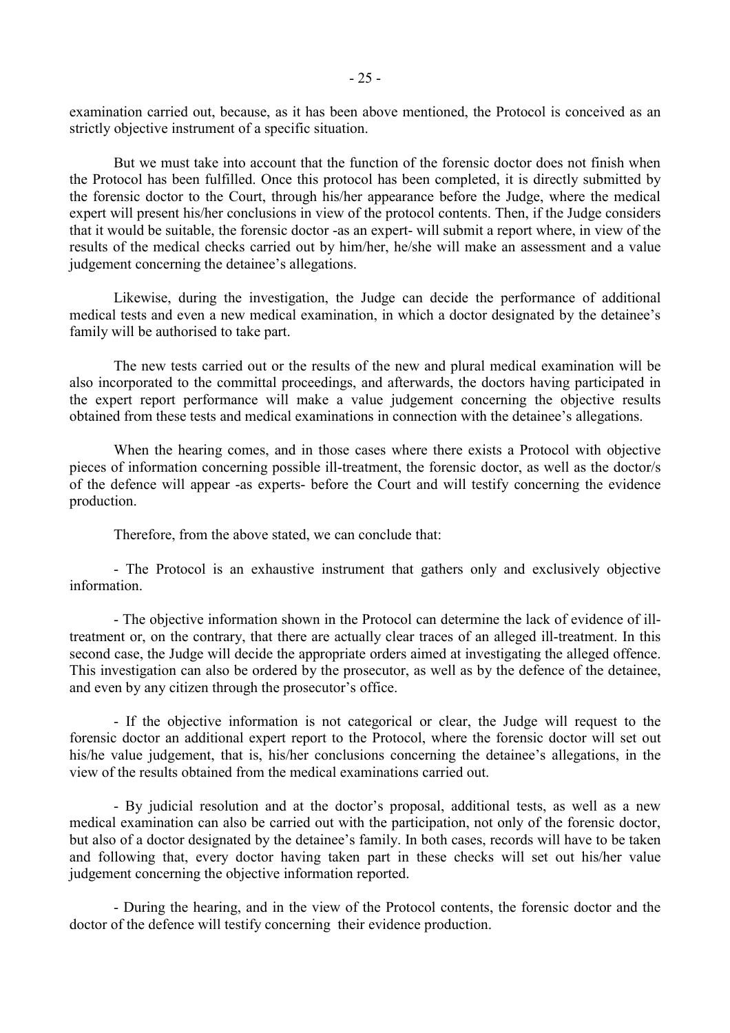examination carried out, because, as it has been above mentioned, the Protocol is conceived as an strictly objective instrument of a specific situation.

But we must take into account that the function of the forensic doctor does not finish when the Protocol has been fulfilled. Once this protocol has been completed, it is directly submitted by the forensic doctor to the Court, through his/her appearance before the Judge, where the medical expert will present his/her conclusions in view of the protocol contents. Then, if the Judge considers that it would be suitable, the forensic doctor -as an expert- will submit a report where, in view of the results of the medical checks carried out by him/her, he/she will make an assessment and a value judgement concerning the detainee's allegations.

Likewise, during the investigation, the Judge can decide the performance of additional medical tests and even a new medical examination, in which a doctor designated by the detainee's family will be authorised to take part.

The new tests carried out or the results of the new and plural medical examination will be also incorporated to the committal proceedings, and afterwards, the doctors having participated in the expert report performance will make a value judgement concerning the objective results obtained from these tests and medical examinations in connection with the detainee's allegations.

When the hearing comes, and in those cases where there exists a Protocol with objective pieces of information concerning possible ill-treatment, the forensic doctor, as well as the doctor/s of the defence will appear -as experts- before the Court and will testify concerning the evidence production.

Therefore, from the above stated, we can conclude that:

- The Protocol is an exhaustive instrument that gathers only and exclusively objective information.

- The objective information shown in the Protocol can determine the lack of evidence of ill-treatment or, on the contrary, that there are actually clear traces of an alleged ill-treatment. In this second case, the Judge will decide the appropriate orders aimed at investigating the alleged offence. This investigation can also be ordered by the prosecutor, as well as by the defence of the detainee, and even by any citizen through the prosecutor's office.

- If the objective information is not categorical or clear, the Judge will request to the forensic doctor an additional expert report to the Protocol, where the forensic doctor will set out his/he value judgement, that is, his/her conclusions concerning the detainee's allegations, in the view of the results obtained from the medical examinations carried out.

- By judicial resolution and at the doctor's proposal, additional tests, as well as a new medical examination can also be carried out with the participation, not only of the forensic doctor, but also of a doctor designated by the detainee's family. In both cases, records will have to be taken and following that, every doctor having taken part in these checks will set out his/her value judgement concerning the objective information reported.

- During the hearing, and in the view of the Protocol contents, the forensic doctor and the doctor of the defence will testify concerning their evidence production.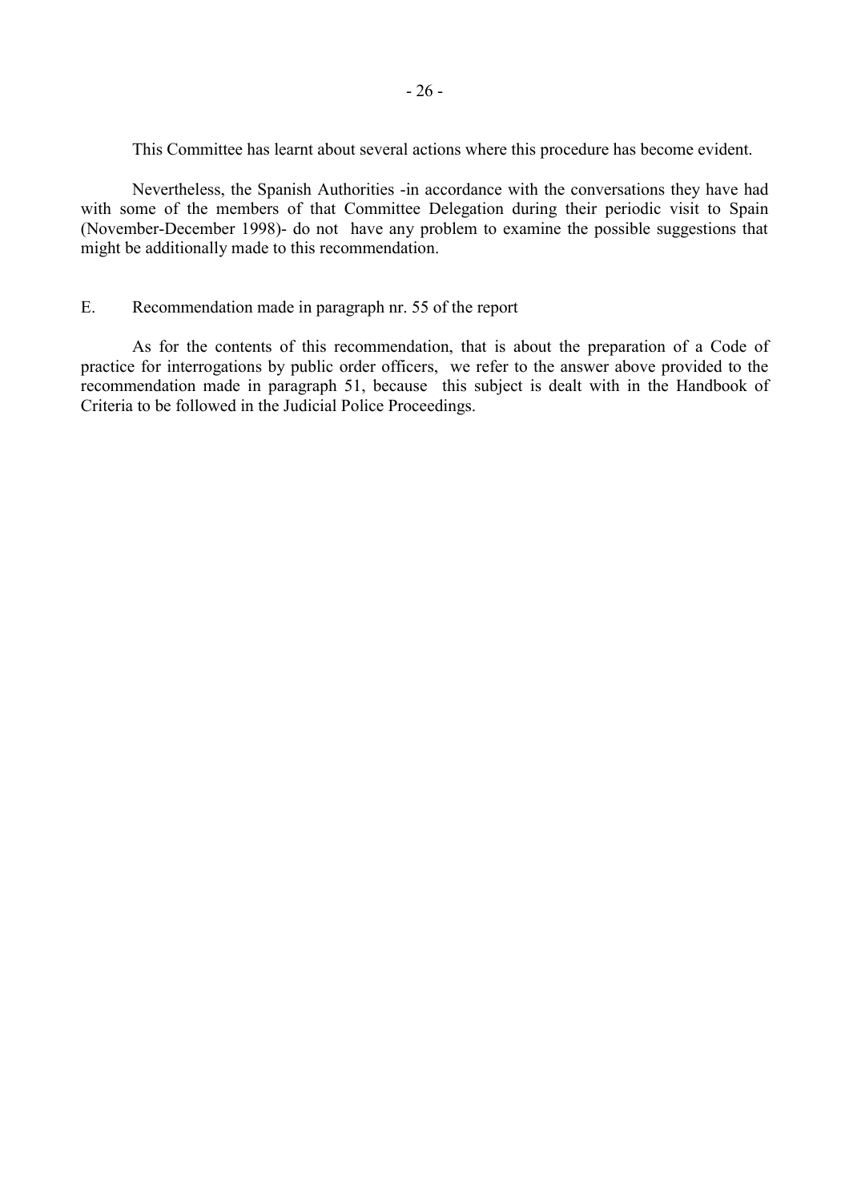This Committee has learnt about several actions where this procedure has become evident.

Nevertheless, the Spanish Authorities -in accordance with the conversations they have had with some of the members of that Committee Delegation during their periodic visit to Spain (November-December 1998)- do not have any problem to examine the possible suggestions that might be additionally made to this recommendation.

E. Recommendation made in paragraph nr. 55 of the report

As for the contents of this recommendation, that is about the preparation of a Code of practice for interrogations by public order officers, we refer to the answer above provided to the recommendation made in paragraph 51, because this subject is dealt with in the Handbook of Criteria to be followed in the Judicial Police Proceedings.